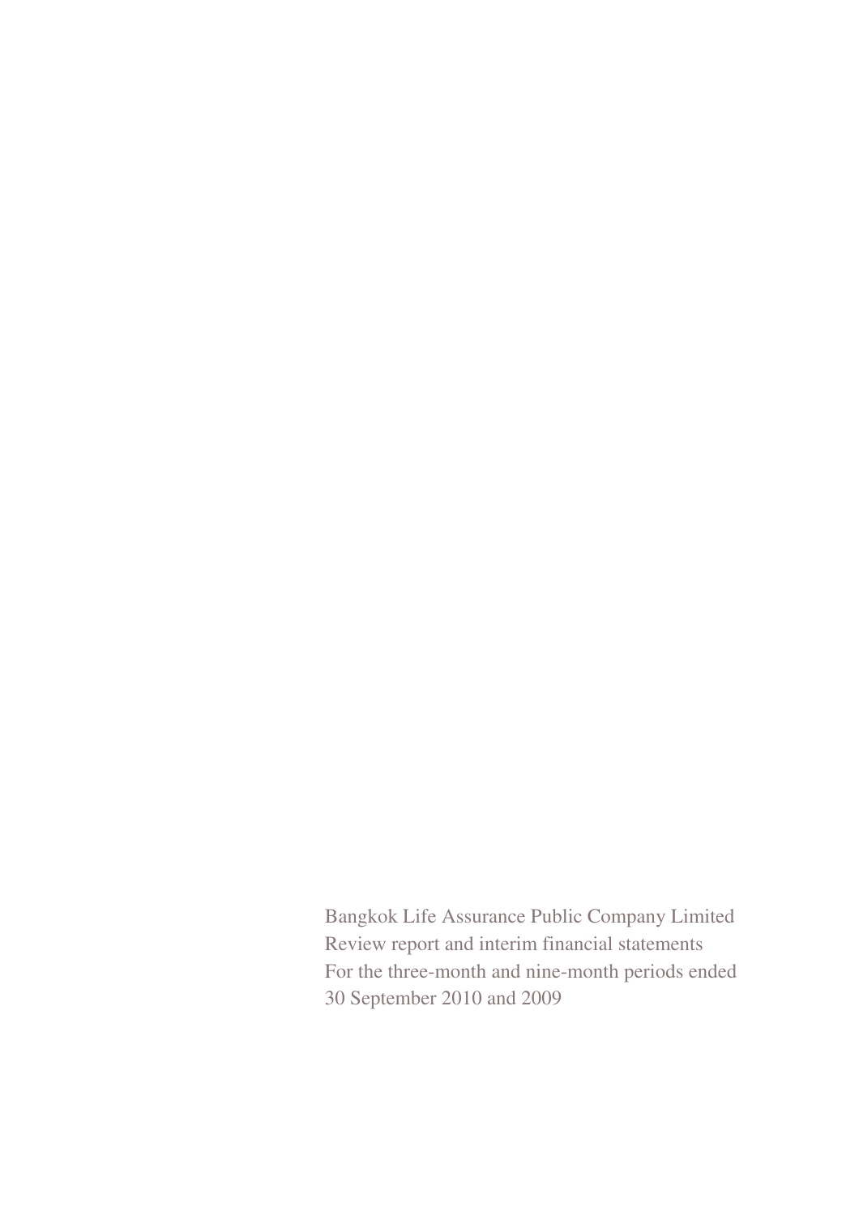Bangkok Life Assurance Public Company Limited
Review report and interim financial statements
For the three-month and nine-month periods ended
30 September 2010 and 2009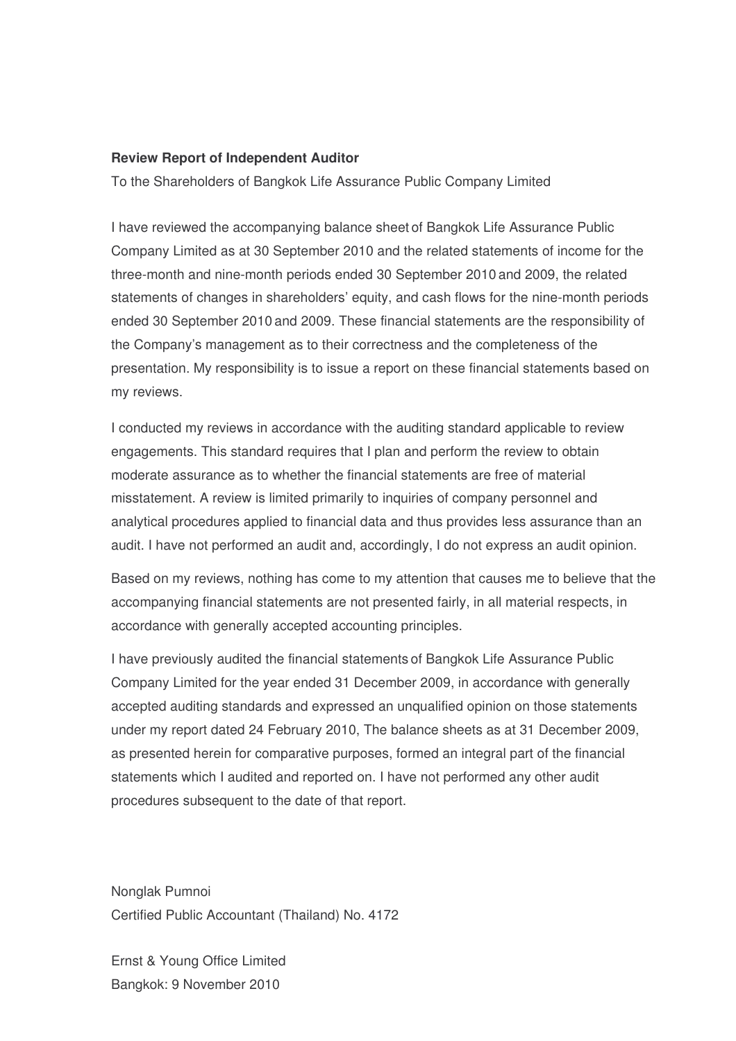**Review Report of Independent Auditor**

To the Shareholders of Bangkok Life Assurance Public Company Limited

I have reviewed the accompanying balance sheet of Bangkok Life Assurance Public Company Limited as at 30 September 2010 and the related statements of income for the three-month and nine-month periods ended 30 September 2010 and 2009, the related statements of changes in shareholders' equity, and cash flows for the nine-month periods ended 30 September 2010 and 2009. These financial statements are the responsibility of the Company's management as to their correctness and the completeness of the presentation. My responsibility is to issue a report on these financial statements based on my reviews.

I conducted my reviews in accordance with the auditing standard applicable to review engagements. This standard requires that I plan and perform the review to obtain moderate assurance as to whether the financial statements are free of material misstatement. A review is limited primarily to inquiries of company personnel and analytical procedures applied to financial data and thus provides less assurance than an audit. I have not performed an audit and, accordingly, I do not express an audit opinion.

Based on my reviews, nothing has come to my attention that causes me to believe that the accompanying financial statements are not presented fairly, in all material respects, in accordance with generally accepted accounting principles.

I have previously audited the financial statements of Bangkok Life Assurance Public Company Limited for the year ended 31 December 2009, in accordance with generally accepted auditing standards and expressed an unqualified opinion on those statements under my report dated 24 February 2010, The balance sheets as at 31 December 2009, as presented herein for comparative purposes, formed an integral part of the financial statements which I audited and reported on. I have not performed any other audit procedures subsequent to the date of that report.

Nonglak Pumnoi

Certified Public Accountant (Thailand) No. 4172

Ernst & Young Office Limited

Bangkok: 9 November 2010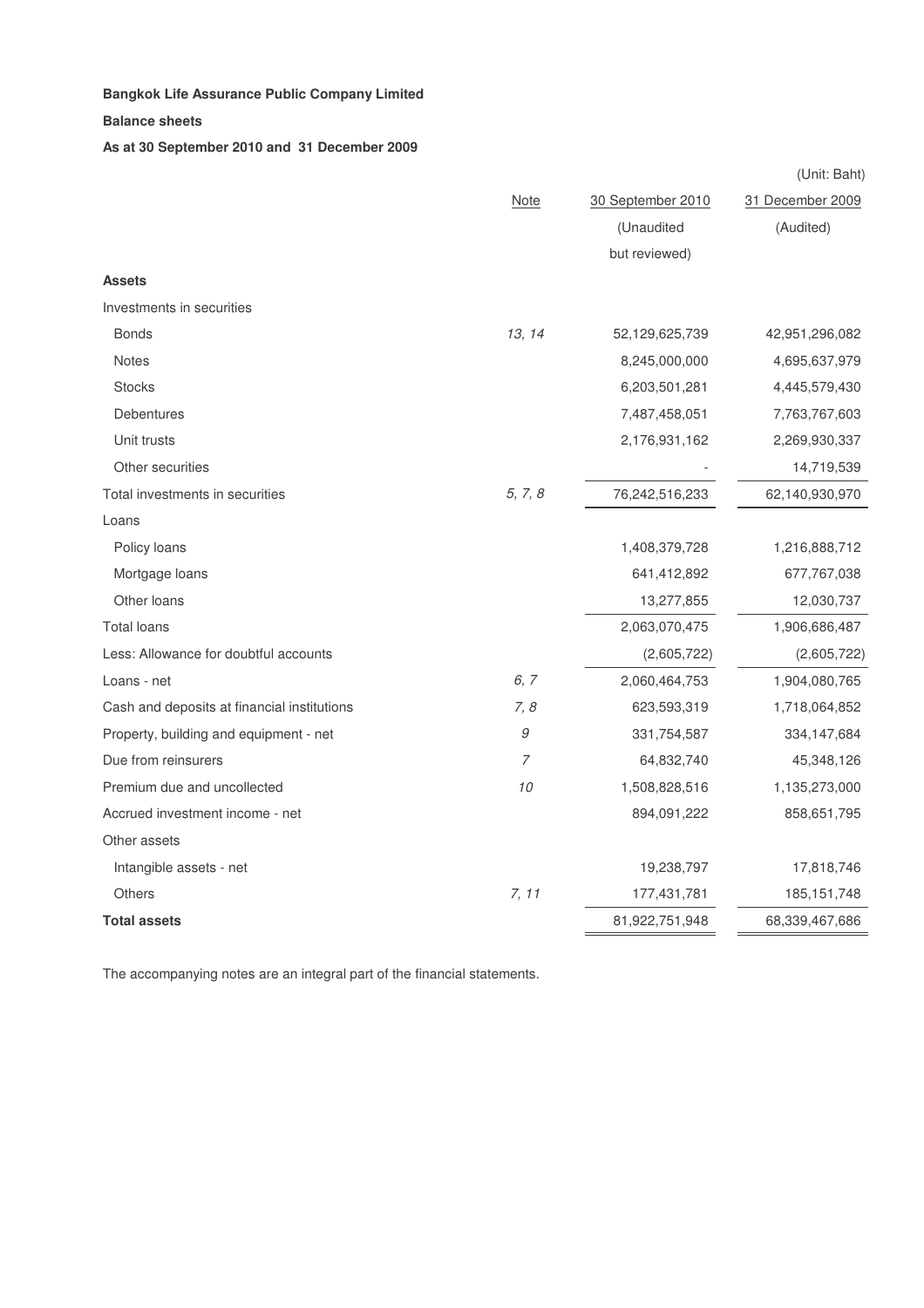**Bangkok Life Assurance Public Company Limited**

**Balance sheets**

**As at 30 September 2010 and 31 December 2009**

(Unit: Baht)

| | Note | 30 September 2010 (Unaudited but reviewed) | 31 December 2009 (Audited) |
|---|---|---|---|
| **Assets** | | | |
| Investments in securities | | | |
| Bonds | 13, 14 | 52,129,625,739 | 42,951,296,082 |
| Notes | | 8,245,000,000 | 4,695,637,979 |
| Stocks | | 6,203,501,281 | 4,445,579,430 |
| Debentures | | 7,487,458,051 | 7,763,767,603 |
| Unit trusts | | 2,176,931,162 | 2,269,930,337 |
| Other securities | | - | 14,719,539 |
| Total investments in securities | 5, 7, 8 | 76,242,516,233 | 62,140,930,970 |
| Loans | | | |
| Policy loans | | 1,408,379,728 | 1,216,888,712 |
| Mortgage loans | | 641,412,892 | 677,767,038 |
| Other loans | | 13,277,855 | 12,030,737 |
| Total loans | | 2,063,070,475 | 1,906,686,487 |
| Less: Allowance for doubtful accounts | | (2,605,722) | (2,605,722) |
| Loans - net | 6, 7 | 2,060,464,753 | 1,904,080,765 |
| Cash and deposits at financial institutions | 7, 8 | 623,593,319 | 1,718,064,852 |
| Property, building and equipment - net | 9 | 331,754,587 | 334,147,684 |
| Due from reinsurers | 7 | 64,832,740 | 45,348,126 |
| Premium due and uncollected | 10 | 1,508,828,516 | 1,135,273,000 |
| Accrued investment income - net | | 894,091,222 | 858,651,795 |
| Other assets | | | |
| Intangible assets - net | | 19,238,797 | 17,818,746 |
| Others | 7, 11 | 177,431,781 | 185,151,748 |
| **Total assets** | | 81,922,751,948 | 68,339,467,686 |

The accompanying notes are an integral part of the financial statements.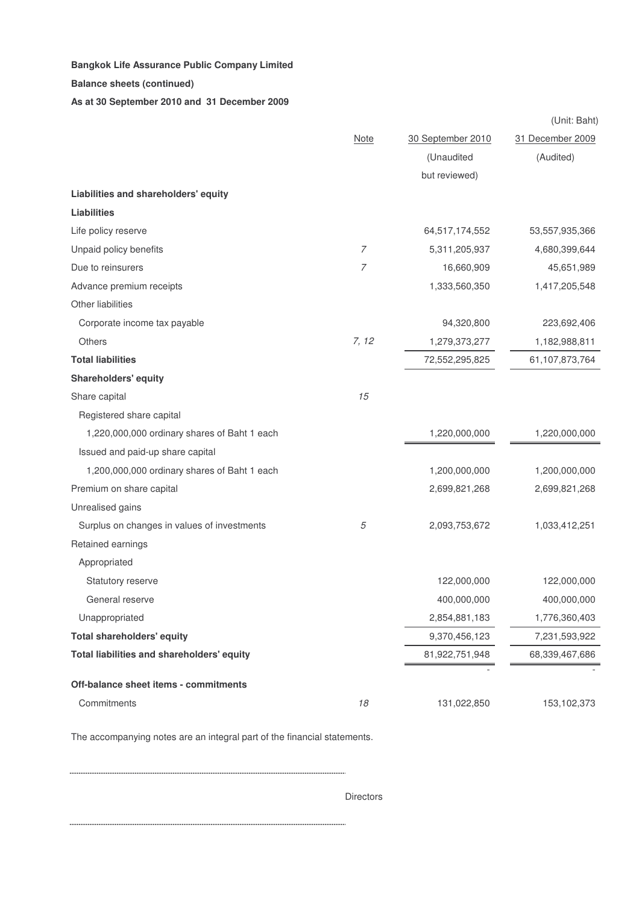**Bangkok Life Assurance Public Company Limited**

**Balance sheets (continued)**

**As at 30 September 2010 and 31 December 2009**

(Unit: Baht)

| | Note | 30 September 2010 (Unaudited but reviewed) | 31 December 2009 (Audited) |
|---|---|---|---|
| **Liabilities and shareholders' equity** | | | |
| **Liabilities** | | | |
| Life policy reserve | | 64,517,174,552 | 53,557,935,366 |
| Unpaid policy benefits | 7 | 5,311,205,937 | 4,680,399,644 |
| Due to reinsurers | 7 | 16,660,909 | 45,651,989 |
| Advance premium receipts | | 1,333,560,350 | 1,417,205,548 |
| Other liabilities | | | |
| Corporate income tax payable | | 94,320,800 | 223,692,406 |
| Others | 7, 12 | 1,279,373,277 | 1,182,988,811 |
| **Total liabilities** | | 72,552,295,825 | 61,107,873,764 |
| **Shareholders' equity** | | | |
| Share capital | 15 | | |
| Registered share capital | | | |
| 1,220,000,000 ordinary shares of Baht 1 each | | 1,220,000,000 | 1,220,000,000 |
| Issued and paid-up share capital | | | |
| 1,200,000,000 ordinary shares of Baht 1 each | | 1,200,000,000 | 1,200,000,000 |
| Premium on share capital | | 2,699,821,268 | 2,699,821,268 |
| Unrealised gains | | | |
| Surplus on changes in values of investments | 5 | 2,093,753,672 | 1,033,412,251 |
| Retained earnings | | | |
| Appropriated | | | |
| Statutory reserve | | 122,000,000 | 122,000,000 |
| General reserve | | 400,000,000 | 400,000,000 |
| Unappropriated | | 2,854,881,183 | 1,776,360,403 |
| **Total shareholders' equity** | | 9,370,456,123 | 7,231,593,922 |
| **Total liabilities and shareholders' equity** | | 81,922,751,948 | 68,339,467,686 |
| | | - | - |
| **Off-balance sheet items - commitments** | | | |
| Commitments | 18 | 131,022,850 | 153,102,373 |

The accompanying notes are an integral part of the financial statements.

.............................................................................................

Directors

.............................................................................................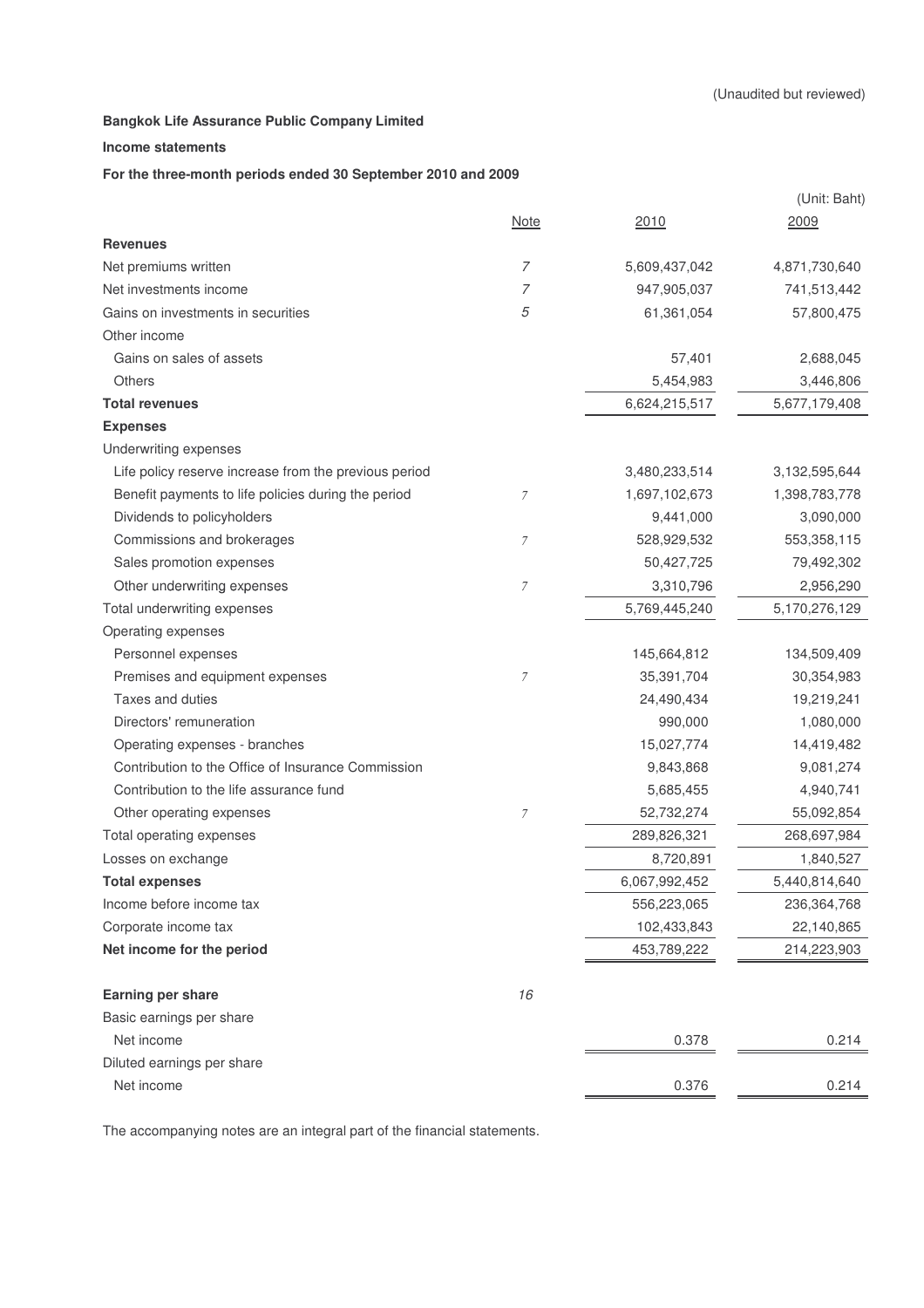(Unaudited but reviewed)

**Bangkok Life Assurance Public Company Limited**

**Income statements**

**For the three-month periods ended 30 September 2010 and 2009**

(Unit: Baht)

| | Note | 2010 | 2009 |
|---|---|---|---|
| **Revenues** | | | |
| Net premiums written | 7 | 5,609,437,042 | 4,871,730,640 |
| Net investments income | 7 | 947,905,037 | 741,513,442 |
| Gains on investments in securities | 5 | 61,361,054 | 57,800,475 |
| Other income | | | |
| Gains on sales of assets | | 57,401 | 2,688,045 |
| Others | | 5,454,983 | 3,446,806 |
| **Total revenues** | | 6,624,215,517 | 5,677,179,408 |
| **Expenses** | | | |
| Underwriting expenses | | | |
| Life policy reserve increase from the previous period | | 3,480,233,514 | 3,132,595,644 |
| Benefit payments to life policies during the period | 7 | 1,697,102,673 | 1,398,783,778 |
| Dividends to policyholders | | 9,441,000 | 3,090,000 |
| Commissions and brokerages | 7 | 528,929,532 | 553,358,115 |
| Sales promotion expenses | | 50,427,725 | 79,492,302 |
| Other underwriting expenses | 7 | 3,310,796 | 2,956,290 |
| Total underwriting expenses | | 5,769,445,240 | 5,170,276,129 |
| Operating expenses | | | |
| Personnel expenses | | 145,664,812 | 134,509,409 |
| Premises and equipment expenses | 7 | 35,391,704 | 30,354,983 |
| Taxes and duties | | 24,490,434 | 19,219,241 |
| Directors' remuneration | | 990,000 | 1,080,000 |
| Operating expenses - branches | | 15,027,774 | 14,419,482 |
| Contribution to the Office of Insurance Commission | | 9,843,868 | 9,081,274 |
| Contribution to the life assurance fund | | 5,685,455 | 4,940,741 |
| Other operating expenses | 7 | 52,732,274 | 55,092,854 |
| Total operating expenses | | 289,826,321 | 268,697,984 |
| Losses on exchange | | 8,720,891 | 1,840,527 |
| **Total expenses** | | 6,067,992,452 | 5,440,814,640 |
| Income before income tax | | 556,223,065 | 236,364,768 |
| Corporate income tax | | 102,433,843 | 22,140,865 |
| **Net income for the period** | | 453,789,222 | 214,223,903 |
| | | | |
| **Earning per share** | 16 | | |
| Basic earnings per share | | | |
| Net income | | 0.378 | 0.214 |
| Diluted earnings per share | | | |
| Net income | | 0.376 | 0.214 |

The accompanying notes are an integral part of the financial statements.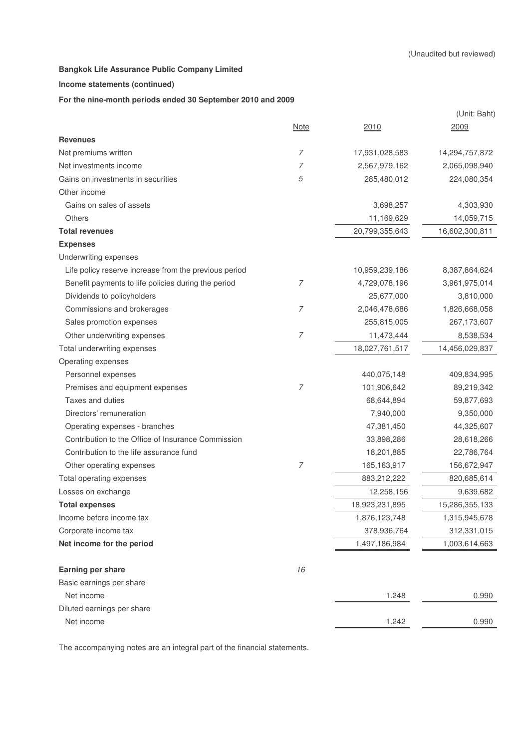(Unaudited but reviewed)

**Bangkok Life Assurance Public Company Limited**

**Income statements (continued)**

**For the nine-month periods ended 30 September 2010 and 2009**

(Unit: Baht)

| | Note | 2010 | 2009 |
|---|---|---|---|
| **Revenues** | | | |
| Net premiums written | 7 | 17,931,028,583 | 14,294,757,872 |
| Net investments income | 7 | 2,567,979,162 | 2,065,098,940 |
| Gains on investments in securities | 5 | 285,480,012 | 224,080,354 |
| Other income | | | |
| Gains on sales of assets | | 3,698,257 | 4,303,930 |
| Others | | 11,169,629 | 14,059,715 |
| **Total revenues** | | 20,799,355,643 | 16,602,300,811 |
| **Expenses** | | | |
| Underwriting expenses | | | |
| Life policy reserve increase from the previous period | | 10,959,239,186 | 8,387,864,624 |
| Benefit payments to life policies during the period | 7 | 4,729,078,196 | 3,961,975,014 |
| Dividends to policyholders | | 25,677,000 | 3,810,000 |
| Commissions and brokerages | 7 | 2,046,478,686 | 1,826,668,058 |
| Sales promotion expenses | | 255,815,005 | 267,173,607 |
| Other underwriting expenses | 7 | 11,473,444 | 8,538,534 |
| Total underwriting expenses | | 18,027,761,517 | 14,456,029,837 |
| Operating expenses | | | |
| Personnel expenses | | 440,075,148 | 409,834,995 |
| Premises and equipment expenses | 7 | 101,906,642 | 89,219,342 |
| Taxes and duties | | 68,644,894 | 59,877,693 |
| Directors' remuneration | | 7,940,000 | 9,350,000 |
| Operating expenses - branches | | 47,381,450 | 44,325,607 |
| Contribution to the Office of Insurance Commission | | 33,898,286 | 28,618,266 |
| Contribution to the life assurance fund | | 18,201,885 | 22,786,764 |
| Other operating expenses | 7 | 165,163,917 | 156,672,947 |
| Total operating expenses | | 883,212,222 | 820,685,614 |
| Losses on exchange | | 12,258,156 | 9,639,682 |
| **Total expenses** | | 18,923,231,895 | 15,286,355,133 |
| Income before income tax | | 1,876,123,748 | 1,315,945,678 |
| Corporate income tax | | 378,936,764 | 312,331,015 |
| **Net income for the period** | | 1,497,186,984 | 1,003,614,663 |
| | | | |
| **Earning per share** | 16 | | |
| Basic earnings per share | | | |
| Net income | | 1.248 | 0.990 |
| Diluted earnings per share | | | |
| Net income | | 1.242 | 0.990 |

The accompanying notes are an integral part of the financial statements.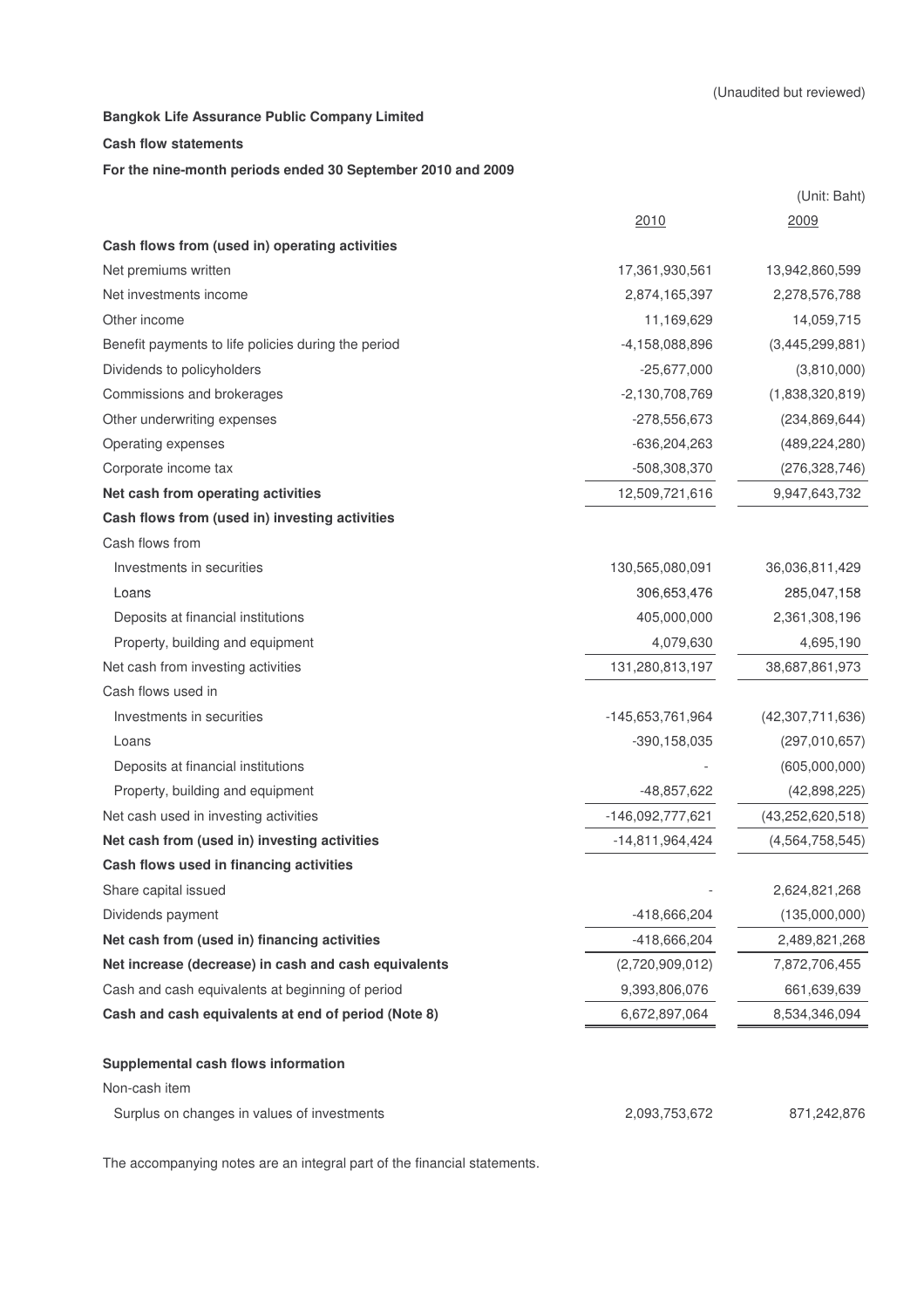(Unaudited but reviewed)

**Bangkok Life Assurance Public Company Limited**

**Cash flow statements**

**For the nine-month periods ended 30 September 2010 and 2009**

(Unit: Baht)

| | 2010 | 2009 |
|---|---|---|
| **Cash flows from (used in) operating activities** | | |
| Net premiums written | 17,361,930,561 | 13,942,860,599 |
| Net investments income | 2,874,165,397 | 2,278,576,788 |
| Other income | 11,169,629 | 14,059,715 |
| Benefit payments to life policies during the period | -4,158,088,896 | (3,445,299,881) |
| Dividends to policyholders | -25,677,000 | (3,810,000) |
| Commissions and brokerages | -2,130,708,769 | (1,838,320,819) |
| Other underwriting expenses | -278,556,673 | (234,869,644) |
| Operating expenses | -636,204,263 | (489,224,280) |
| Corporate income tax | -508,308,370 | (276,328,746) |
| **Net cash from operating activities** | 12,509,721,616 | 9,947,643,732 |
| **Cash flows from (used in) investing activities** | | |
| Cash flows from | | |
| Investments in securities | 130,565,080,091 | 36,036,811,429 |
| Loans | 306,653,476 | 285,047,158 |
| Deposits at financial institutions | 405,000,000 | 2,361,308,196 |
| Property, building and equipment | 4,079,630 | 4,695,190 |
| Net cash from investing activities | 131,280,813,197 | 38,687,861,973 |
| Cash flows used in | | |
| Investments in securities | -145,653,761,964 | (42,307,711,636) |
| Loans | -390,158,035 | (297,010,657) |
| Deposits at financial institutions | - | (605,000,000) |
| Property, building and equipment | -48,857,622 | (42,898,225) |
| Net cash used in investing activities | -146,092,777,621 | (43,252,620,518) |
| **Net cash from (used in) investing activities** | -14,811,964,424 | (4,564,758,545) |
| **Cash flows used in financing activities** | | |
| Share capital issued | - | 2,624,821,268 |
| Dividends payment | -418,666,204 | (135,000,000) |
| **Net cash from (used in) financing activities** | -418,666,204 | 2,489,821,268 |
| **Net increase (decrease) in cash and cash equivalents** | (2,720,909,012) | 7,872,706,455 |
| Cash and cash equivalents at beginning of period | 9,393,806,076 | 661,639,639 |
| **Cash and cash equivalents at end of period (Note 8)** | 6,672,897,064 | 8,534,346,094 |

**Supplemental cash flows information**

| | | |
|---|---|---|
| Non-cash item | | |
| Surplus on changes in values of investments | 2,093,753,672 | 871,242,876 |

The accompanying notes are an integral part of the financial statements.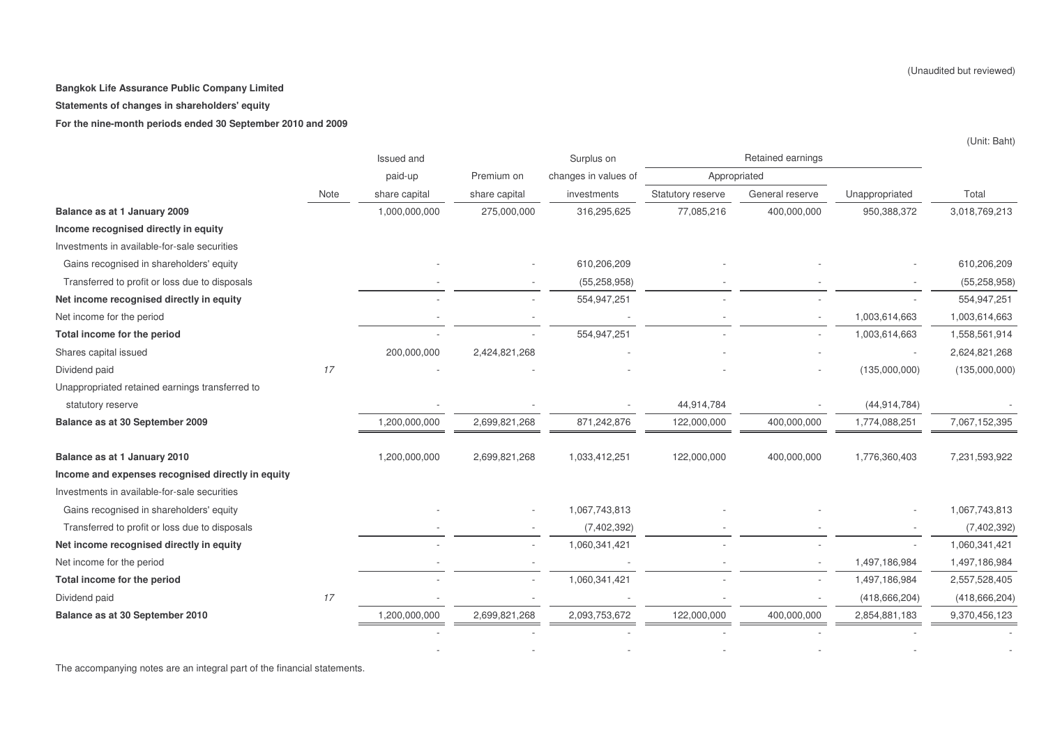(Unaudited but reviewed)

**Bangkok Life Assurance Public Company Limited**

**Statements of changes in shareholders' equity**

**For the nine-month periods ended 30 September 2010 and 2009**

(Unit: Baht)

| | Note | Issued and paid-up share capital | Premium on share capital | Surplus on changes in values of investments | Retained earnings | | | Total |
|---|---|---|---|---|---|---|---|---|
| | | | | | Appropriated | | | |
| | | | | | Statutory reserve | General reserve | Unappropriated | |
| **Balance as at 1 January 2009** | | 1,000,000,000 | 275,000,000 | 316,295,625 | 77,085,216 | 400,000,000 | 950,388,372 | 3,018,769,213 |
| **Income recognised directly in equity** | | | | | | | | |
| Investments in available-for-sale securities | | | | | | | | |
| Gains recognised in shareholders' equity | | - | - | 610,206,209 | - | - | - | 610,206,209 |
| Transferred to profit or loss due to disposals | | - | - | (55,258,958) | - | - | - | (55,258,958) |
| **Net income recognised directly in equity** | | - | - | 554,947,251 | - | - | - | 554,947,251 |
| Net income for the period | | - | - | - | - | - | 1,003,614,663 | 1,003,614,663 |
| **Total income for the period** | | - | - | 554,947,251 | - | - | 1,003,614,663 | 1,558,561,914 |
| Shares capital issued | | 200,000,000 | 2,424,821,268 | - | - | - | - | 2,624,821,268 |
| Dividend paid | 17 | - | - | - | - | - | (135,000,000) | (135,000,000) |
| Unappropriated retained earnings transferred to statutory reserve | | - | - | - | 44,914,784 | - | (44,914,784) | - |
| **Balance as at 30 September 2009** | | 1,200,000,000 | 2,699,821,268 | 871,242,876 | 122,000,000 | 400,000,000 | 1,774,088,251 | 7,067,152,395 |
| | | | | | | | | |
| **Balance as at 1 January 2010** | | 1,200,000,000 | 2,699,821,268 | 1,033,412,251 | 122,000,000 | 400,000,000 | 1,776,360,403 | 7,231,593,922 |
| **Income and expenses recognised directly in equity** | | | | | | | | |
| Investments in available-for-sale securities | | | | | | | | |
| Gains recognised in shareholders' equity | | - | - | 1,067,743,813 | - | - | - | 1,067,743,813 |
| Transferred to profit or loss due to disposals | | - | - | (7,402,392) | - | - | - | (7,402,392) |
| **Net income recognised directly in equity** | | - | - | 1,060,341,421 | - | - | - | 1,060,341,421 |
| Net income for the period | | - | - | - | - | - | 1,497,186,984 | 1,497,186,984 |
| **Total income for the period** | | - | - | 1,060,341,421 | - | - | 1,497,186,984 | 2,557,528,405 |
| Dividend paid | 17 | - | - | - | - | - | (418,666,204) | (418,666,204) |
| **Balance as at 30 September 2010** | | 1,200,000,000 | 2,699,821,268 | 2,093,753,672 | 122,000,000 | 400,000,000 | 2,854,881,183 | 9,370,456,123 |
| | | - | - | - | - | - | - | - |
| | | - | - | - | - | - | - | - |

The accompanying notes are an integral part of the financial statements.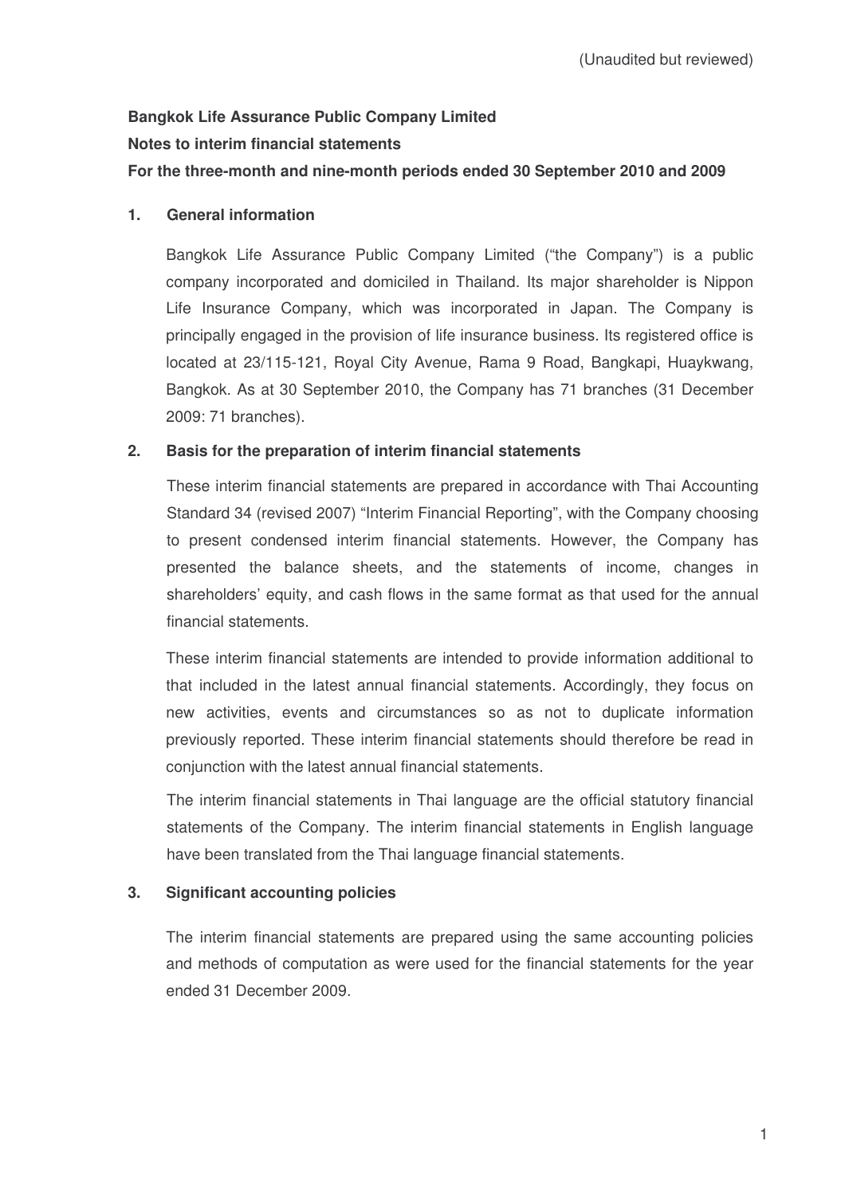(Unaudited but reviewed)

**Bangkok Life Assurance Public Company Limited**

**Notes to interim financial statements**

**For the three-month and nine-month periods ended 30 September 2010 and 2009**

## 1. General information

Bangkok Life Assurance Public Company Limited ("the Company") is a public company incorporated and domiciled in Thailand. Its major shareholder is Nippon Life Insurance Company, which was incorporated in Japan. The Company is principally engaged in the provision of life insurance business. Its registered office is located at 23/115-121, Royal City Avenue, Rama 9 Road, Bangkapi, Huaykwang, Bangkok. As at 30 September 2010, the Company has 71 branches (31 December 2009: 71 branches).

## 2. Basis for the preparation of interim financial statements

These interim financial statements are prepared in accordance with Thai Accounting Standard 34 (revised 2007) "Interim Financial Reporting", with the Company choosing to present condensed interim financial statements. However, the Company has presented the balance sheets, and the statements of income, changes in shareholders' equity, and cash flows in the same format as that used for the annual financial statements.

These interim financial statements are intended to provide information additional to that included in the latest annual financial statements. Accordingly, they focus on new activities, events and circumstances so as not to duplicate information previously reported. These interim financial statements should therefore be read in conjunction with the latest annual financial statements.

The interim financial statements in Thai language are the official statutory financial statements of the Company. The interim financial statements in English language have been translated from the Thai language financial statements.

## 3. Significant accounting policies

The interim financial statements are prepared using the same accounting policies and methods of computation as were used for the financial statements for the year ended 31 December 2009.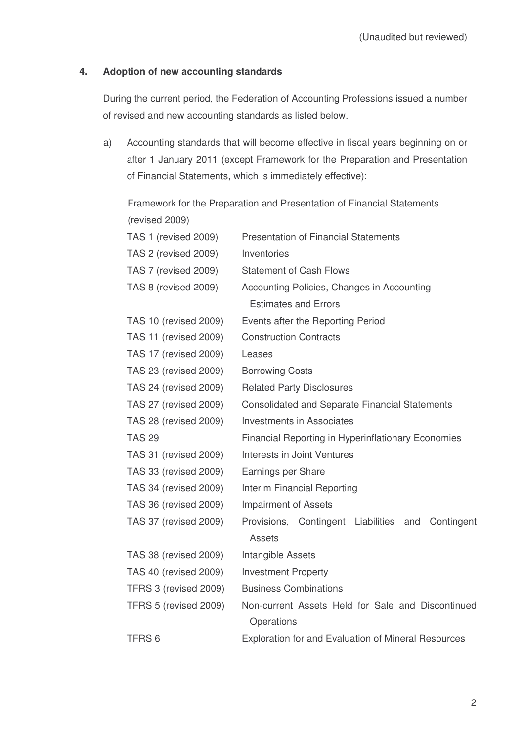(Unaudited but reviewed)

### 4. Adoption of new accounting standards

During the current period, the Federation of Accounting Professions issued a number of revised and new accounting standards as listed below.

a) Accounting standards that will become effective in fiscal years beginning on or after 1 January 2011 (except Framework for the Preparation and Presentation of Financial Statements, which is immediately effective):

Framework for the Preparation and Presentation of Financial Statements (revised 2009)

| | |
|---|---|
| TAS 1 (revised 2009) | Presentation of Financial Statements |
| TAS 2 (revised 2009) | Inventories |
| TAS 7 (revised 2009) | Statement of Cash Flows |
| TAS 8 (revised 2009) | Accounting Policies, Changes in Accounting Estimates and Errors |
| TAS 10 (revised 2009) | Events after the Reporting Period |
| TAS 11 (revised 2009) | Construction Contracts |
| TAS 17 (revised 2009) | Leases |
| TAS 23 (revised 2009) | Borrowing Costs |
| TAS 24 (revised 2009) | Related Party Disclosures |
| TAS 27 (revised 2009) | Consolidated and Separate Financial Statements |
| TAS 28 (revised 2009) | Investments in Associates |
| TAS 29 | Financial Reporting in Hyperinflationary Economies |
| TAS 31 (revised 2009) | Interests in Joint Ventures |
| TAS 33 (revised 2009) | Earnings per Share |
| TAS 34 (revised 2009) | Interim Financial Reporting |
| TAS 36 (revised 2009) | Impairment of Assets |
| TAS 37 (revised 2009) | Provisions, Contingent Liabilities and Contingent Assets |
| TAS 38 (revised 2009) | Intangible Assets |
| TAS 40 (revised 2009) | Investment Property |
| TFRS 3 (revised 2009) | Business Combinations |
| TFRS 5 (revised 2009) | Non-current Assets Held for Sale and Discontinued Operations |
| TFRS 6 | Exploration for and Evaluation of Mineral Resources |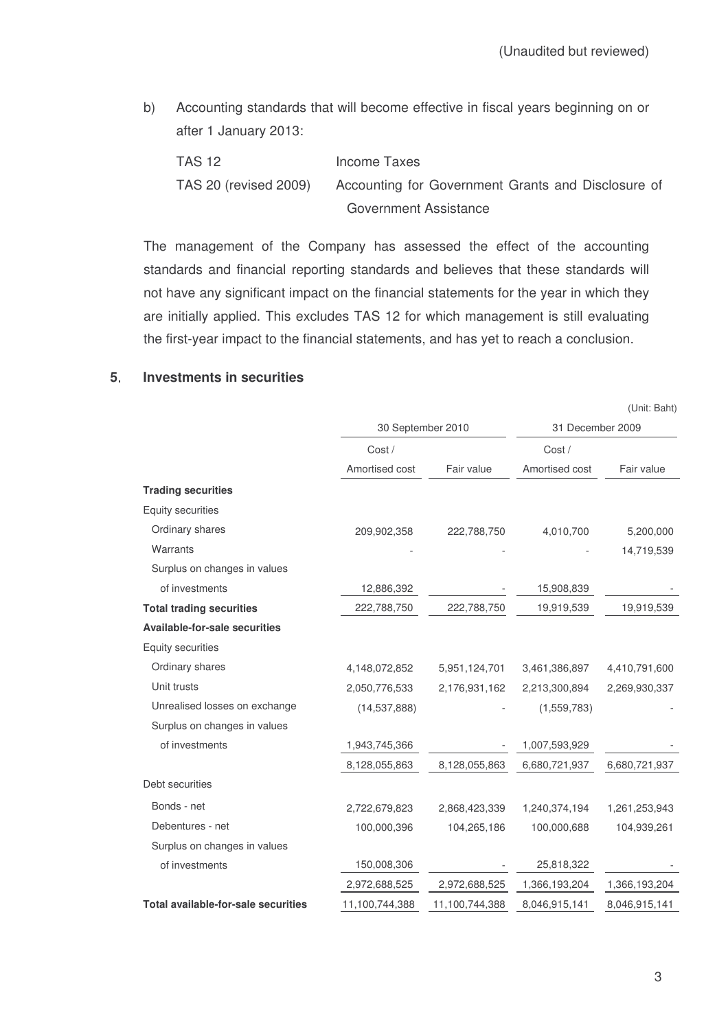(Unaudited but reviewed)

b) Accounting standards that will become effective in fiscal years beginning on or after 1 January 2013:

| | |
|---|---|
| TAS 12 | Income Taxes |
| TAS 20 (revised 2009) | Accounting for Government Grants and Disclosure of Government Assistance |

The management of the Company has assessed the effect of the accounting standards and financial reporting standards and believes that these standards will not have any significant impact on the financial statements for the year in which they are initially applied. This excludes TAS 12 for which management is still evaluating the first-year impact to the financial statements, and has yet to reach a conclusion.

## 5. Investments in securities

(Unit: Baht)

| | 30 September 2010 | | 31 December 2009 | |
|---|---|---|---|---|
| | Cost / Amortised cost | Fair value | Cost / Amortised cost | Fair value |
| **Trading securities** | | | | |
| Equity securities | | | | |
| Ordinary shares | 209,902,358 | 222,788,750 | 4,010,700 | 5,200,000 |
| Warrants | - | - | - | 14,719,539 |
| Surplus on changes in values of investments | 12,886,392 | - | 15,908,839 | - |
| **Total trading securities** | 222,788,750 | 222,788,750 | 19,919,539 | 19,919,539 |
| **Available-for-sale securities** | | | | |
| Equity securities | | | | |
| Ordinary shares | 4,148,072,852 | 5,951,124,701 | 3,461,386,897 | 4,410,791,600 |
| Unit trusts | 2,050,776,533 | 2,176,931,162 | 2,213,300,894 | 2,269,930,337 |
| Unrealised losses on exchange | (14,537,888) | - | (1,559,783) | - |
| Surplus on changes in values of investments | 1,943,745,366 | - | 1,007,593,929 | - |
| | 8,128,055,863 | 8,128,055,863 | 6,680,721,937 | 6,680,721,937 |
| Debt securities | | | | |
| Bonds - net | 2,722,679,823 | 2,868,423,339 | 1,240,374,194 | 1,261,253,943 |
| Debentures - net | 100,000,396 | 104,265,186 | 100,000,688 | 104,939,261 |
| Surplus on changes in values of investments | 150,008,306 | - | 25,818,322 | - |
| | 2,972,688,525 | 2,972,688,525 | 1,366,193,204 | 1,366,193,204 |
| **Total available-for-sale securities** | 11,100,744,388 | 11,100,744,388 | 8,046,915,141 | 8,046,915,141 |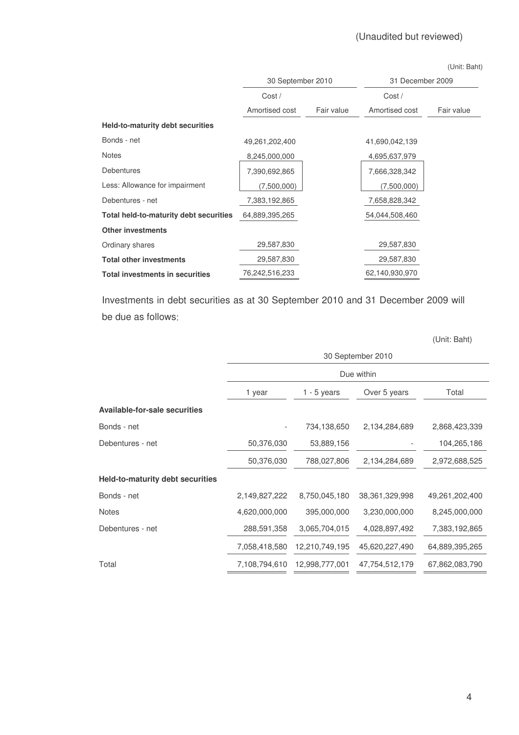(Unaudited but reviewed)

(Unit: Baht)

| | 30 September 2010 | | 31 December 2009 | |
|---|---|---|---|---|
| | Cost / Amortised cost | Fair value | Cost / Amortised cost | Fair value |
| **Held-to-maturity debt securities** | | | | |
| Bonds - net | 49,261,202,400 | | 41,690,042,139 | |
| Notes | 8,245,000,000 | | 4,695,637,979 | |
| Debentures | 7,390,692,865 | | 7,666,328,342 | |
| Less: Allowance for impairment | (7,500,000) | | (7,500,000) | |
| Debentures - net | 7,383,192,865 | | 7,658,828,342 | |
| **Total held-to-maturity debt securities** | 64,889,395,265 | | 54,044,508,460 | |
| **Other investments** | | | | |
| Ordinary shares | 29,587,830 | | 29,587,830 | |
| **Total other investments** | 29,587,830 | | 29,587,830 | |
| **Total investments in securities** | 76,242,516,233 | | 62,140,930,970 | |

Investments in debt securities as at 30 September 2010 and 31 December 2009 will be due as follows:

(Unit: Baht)

| | 30 September 2010 | | | |
|---|---|---|---|---|
| | Due within | | | |
| | 1 year | 1 - 5 years | Over 5 years | Total |
| **Available-for-sale securities** | | | | |
| Bonds - net | - | 734,138,650 | 2,134,284,689 | 2,868,423,339 |
| Debentures - net | 50,376,030 | 53,889,156 | - | 104,265,186 |
| | 50,376,030 | 788,027,806 | 2,134,284,689 | 2,972,688,525 |
| **Held-to-maturity debt securities** | | | | |
| Bonds - net | 2,149,827,222 | 8,750,045,180 | 38,361,329,998 | 49,261,202,400 |
| Notes | 4,620,000,000 | 395,000,000 | 3,230,000,000 | 8,245,000,000 |
| Debentures - net | 288,591,358 | 3,065,704,015 | 4,028,897,492 | 7,383,192,865 |
| | 7,058,418,580 | 12,210,749,195 | 45,620,227,490 | 64,889,395,265 |
| Total | 7,108,794,610 | 12,998,777,001 | 47,754,512,179 | 67,862,083,790 |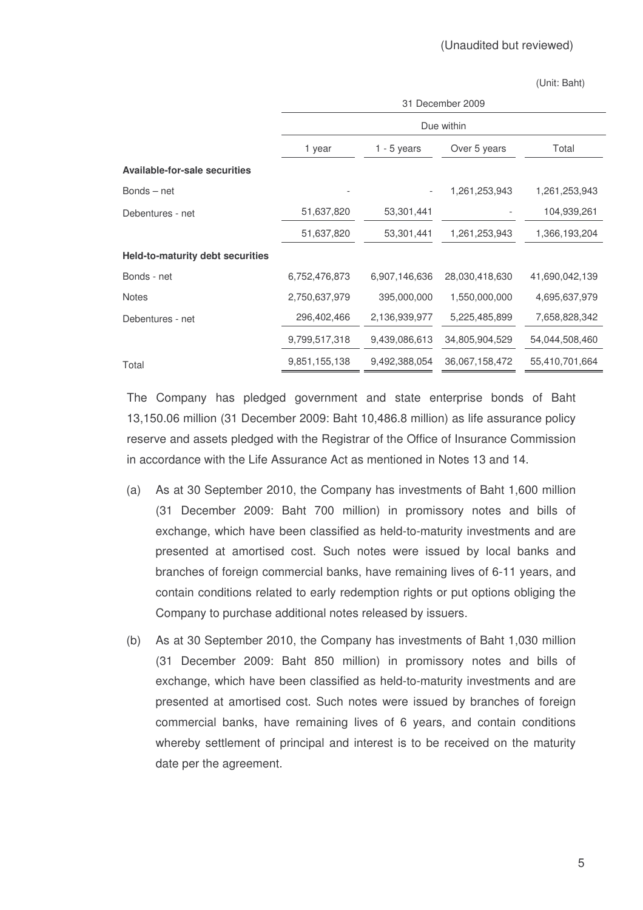(Unaudited but reviewed)

(Unit: Baht)

| | 31 December 2009 | | | |
|---|---|---|---|---|
| | Due within | | | |
| | 1 year | 1 - 5 years | Over 5 years | Total |
| **Available-for-sale securities** | | | | |
| Bonds – net | - | - | 1,261,253,943 | 1,261,253,943 |
| Debentures - net | 51,637,820 | 53,301,441 | - | 104,939,261 |
| | 51,637,820 | 53,301,441 | 1,261,253,943 | 1,366,193,204 |
| **Held-to-maturity debt securities** | | | | |
| Bonds - net | 6,752,476,873 | 6,907,146,636 | 28,030,418,630 | 41,690,042,139 |
| Notes | 2,750,637,979 | 395,000,000 | 1,550,000,000 | 4,695,637,979 |
| Debentures - net | 296,402,466 | 2,136,939,977 | 5,225,485,899 | 7,658,828,342 |
| | 9,799,517,318 | 9,439,086,613 | 34,805,904,529 | 54,044,508,460 |
| Total | 9,851,155,138 | 9,492,388,054 | 36,067,158,472 | 55,410,701,664 |

The Company has pledged government and state enterprise bonds of Baht 13,150.06 million (31 December 2009: Baht 10,486.8 million) as life assurance policy reserve and assets pledged with the Registrar of the Office of Insurance Commission in accordance with the Life Assurance Act as mentioned in Notes 13 and 14.

(a) As at 30 September 2010, the Company has investments of Baht 1,600 million (31 December 2009: Baht 700 million) in promissory notes and bills of exchange, which have been classified as held-to-maturity investments and are presented at amortised cost. Such notes were issued by local banks and branches of foreign commercial banks, have remaining lives of 6-11 years, and contain conditions related to early redemption rights or put options obliging the Company to purchase additional notes released by issuers.

(b) As at 30 September 2010, the Company has investments of Baht 1,030 million (31 December 2009: Baht 850 million) in promissory notes and bills of exchange, which have been classified as held-to-maturity investments and are presented at amortised cost. Such notes were issued by branches of foreign commercial banks, have remaining lives of 6 years, and contain conditions whereby settlement of principal and interest is to be received on the maturity date per the agreement.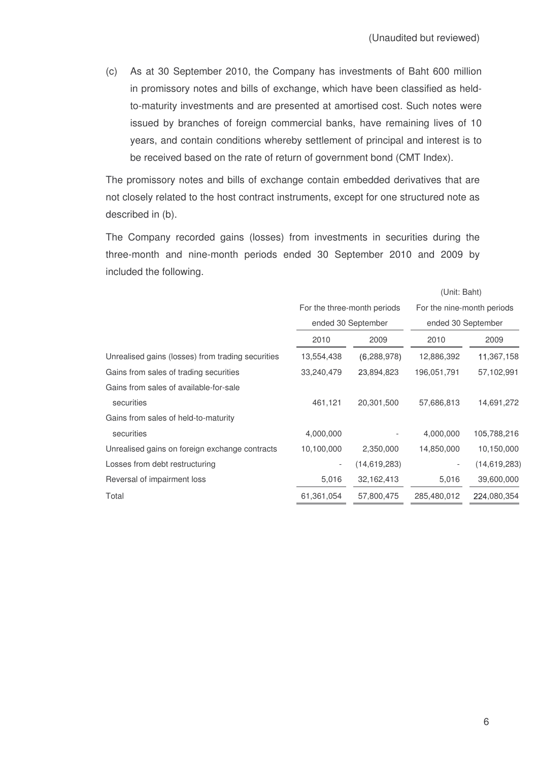(Unaudited but reviewed)

(c) As at 30 September 2010, the Company has investments of Baht 600 million in promissory notes and bills of exchange, which have been classified as held-to-maturity investments and are presented at amortised cost. Such notes were issued by branches of foreign commercial banks, have remaining lives of 10 years, and contain conditions whereby settlement of principal and interest is to be received based on the rate of return of government bond (CMT Index).

The promissory notes and bills of exchange contain embedded derivatives that are not closely related to the host contract instruments, except for one structured note as described in (b).

The Company recorded gains (losses) from investments in securities during the three-month and nine-month periods ended 30 September 2010 and 2009 by included the following.

(Unit: Baht)

| | For the three-month periods ended 30 September | | For the nine-month periods ended 30 September | |
|---|---|---|---|---|
| | 2010 | 2009 | 2010 | 2009 |
| Unrealised gains (losses) from trading securities | 13,554,438 | (6,288,978) | 12,886,392 | 11,367,158 |
| Gains from sales of trading securities | 33,240,479 | 23,894,823 | 196,051,791 | 57,102,991 |
| Gains from sales of available-for-sale securities | 461,121 | 20,301,500 | 57,686,813 | 14,691,272 |
| Gains from sales of held-to-maturity securities | 4,000,000 | - | 4,000,000 | 105,788,216 |
| Unrealised gains on foreign exchange contracts | 10,100,000 | 2,350,000 | 14,850,000 | 10,150,000 |
| Losses from debt restructuring | - | (14,619,283) | - | (14,619,283) |
| Reversal of impairment loss | 5,016 | 32,162,413 | 5,016 | 39,600,000 |
| Total | 61,361,054 | 57,800,475 | 285,480,012 | 224,080,354 |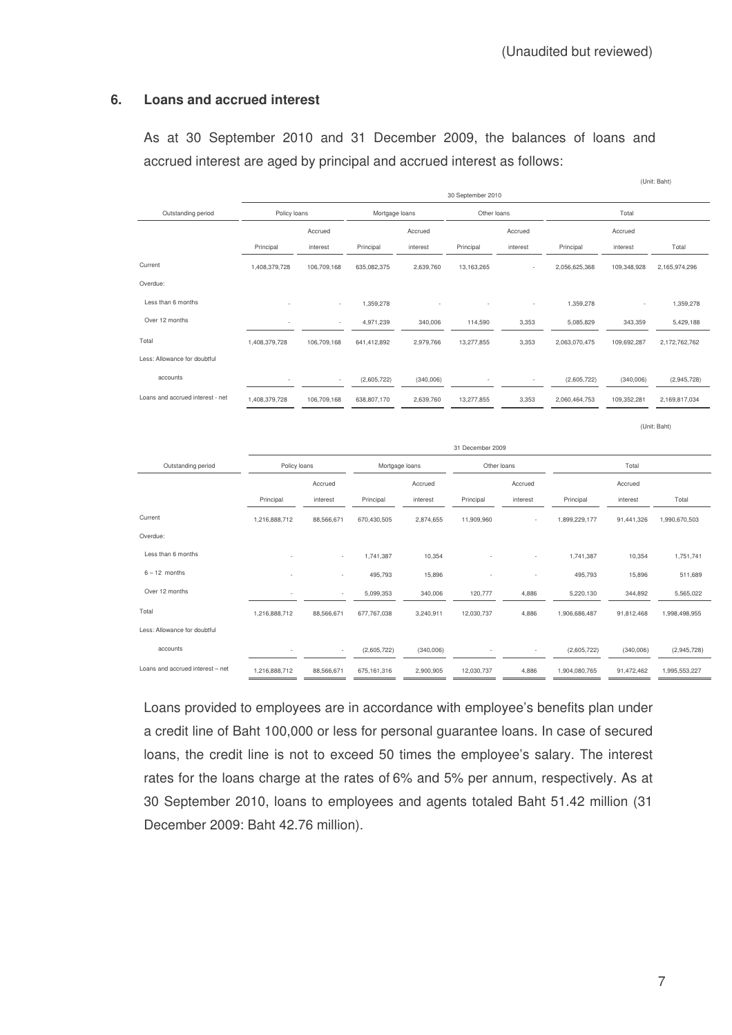(Unaudited but reviewed)

## 6. Loans and accrued interest

As at 30 September 2010 and 31 December 2009, the balances of loans and accrued interest are aged by principal and accrued interest as follows:

(Unit: Baht)

| | 30 September 2010 | | | | | | | | |
|---|---|---|---|---|---|---|---|---|---|
| Outstanding period | Policy loans | | Mortgage loans | | Other loans | | Total | | |
| | Principal | Accrued interest | Principal | Accrued interest | Principal | Accrued interest | Principal | Accrued interest | Total |
| Current | 1,408,379,728 | 106,709,168 | 635,082,375 | 2,639,760 | 13,163,265 | - | 2,056,625,368 | 109,348,928 | 2,165,974,296 |
| Overdue: | | | | | | | | | |
| Less than 6 months | - | - | 1,359,278 | - | - | - | 1,359,278 | - | 1,359,278 |
| Over 12 months | - | - | 4,971,239 | 340,006 | 114,590 | 3,353 | 5,085,829 | 343,359 | 5,429,188 |
| Total | 1,408,379,728 | 106,709,168 | 641,412,892 | 2,979,766 | 13,277,855 | 3,353 | 2,063,070,475 | 109,692,287 | 2,172,762,762 |
| Less: Allowance for doubtful accounts | - | - | (2,605,722) | (340,006) | - | - | (2,605,722) | (340,006) | (2,945,728) |
| Loans and accrued interest - net | 1,408,379,728 | 106,709,168 | 638,807,170 | 2,639,760 | 13,277,855 | 3,353 | 2,060,464,753 | 109,352,281 | 2,169,817,034 |

(Unit: Baht)

| | 31 December 2009 | | | | | | | | |
|---|---|---|---|---|---|---|---|---|---|
| Outstanding period | Policy loans | | Mortgage loans | | Other loans | | Total | | |
| | Principal | Accrued interest | Principal | Accrued interest | Principal | Accrued interest | Principal | Accrued interest | Total |
| Current | 1,216,888,712 | 88,566,671 | 670,430,505 | 2,874,655 | 11,909,960 | - | 1,899,229,177 | 91,441,326 | 1,990,670,503 |
| Overdue: | | | | | | | | | |
| Less than 6 months | - | - | 1,741,387 | 10,354 | - | - | 1,741,387 | 10,354 | 1,751,741 |
| 6 – 12 months | - | - | 495,793 | 15,896 | - | - | 495,793 | 15,896 | 511,689 |
| Over 12 months | - | - | 5,099,353 | 340,006 | 120,777 | 4,886 | 5,220,130 | 344,892 | 5,565,022 |
| Total | 1,216,888,712 | 88,566,671 | 677,767,038 | 3,240,911 | 12,030,737 | 4,886 | 1,906,686,487 | 91,812,468 | 1,998,498,955 |
| Less: Allowance for doubtful accounts | - | - | (2,605,722) | (340,006) | - | - | (2,605,722) | (340,006) | (2,945,728) |
| Loans and accrued interest – net | 1,216,888,712 | 88,566,671 | 675,161,316 | 2,900,905 | 12,030,737 | 4,886 | 1,904,080,765 | 91,472,462 | 1,995,553,227 |

Loans provided to employees are in accordance with employee's benefits plan under a credit line of Baht 100,000 or less for personal guarantee loans. In case of secured loans, the credit line is not to exceed 50 times the employee's salary. The interest rates for the loans charge at the rates of 6% and 5% per annum, respectively. As at 30 September 2010, loans to employees and agents totaled Baht 51.42 million (31 December 2009: Baht 42.76 million).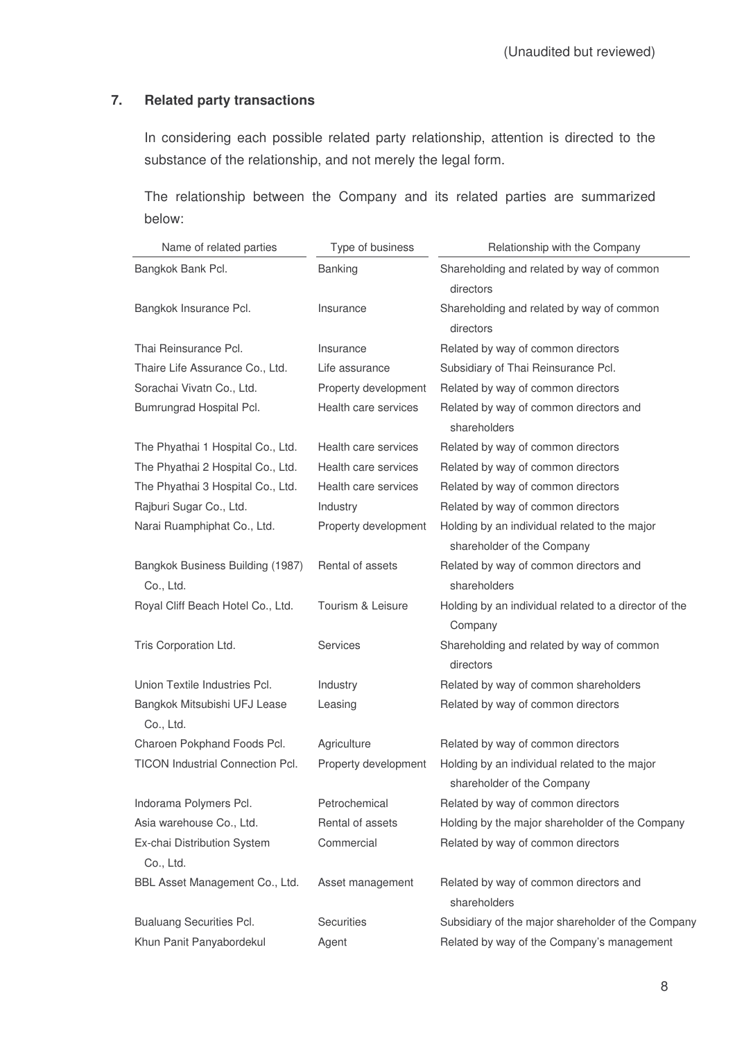(Unaudited but reviewed)

## 7. Related party transactions

In considering each possible related party relationship, attention is directed to the substance of the relationship, and not merely the legal form.

The relationship between the Company and its related parties are summarized below:

| Name of related parties | Type of business | Relationship with the Company |
|---|---|---|
| Bangkok Bank Pcl. | Banking | Shareholding and related by way of common directors |
| Bangkok Insurance Pcl. | Insurance | Shareholding and related by way of common directors |
| Thai Reinsurance Pcl. | Insurance | Related by way of common directors |
| Thaire Life Assurance Co., Ltd. | Life assurance | Subsidiary of Thai Reinsurance Pcl. |
| Sorachai Vivatn Co., Ltd. | Property development | Related by way of common directors |
| Bumrungrad Hospital Pcl. | Health care services | Related by way of common directors and shareholders |
| The Phyathai 1 Hospital Co., Ltd. | Health care services | Related by way of common directors |
| The Phyathai 2 Hospital Co., Ltd. | Health care services | Related by way of common directors |
| The Phyathai 3 Hospital Co., Ltd. | Health care services | Related by way of common directors |
| Rajburi Sugar Co., Ltd. | Industry | Related by way of common directors |
| Narai Ruamphiphat Co., Ltd. | Property development | Holding by an individual related to the major shareholder of the Company |
| Bangkok Business Building (1987) Co., Ltd. | Rental of assets | Related by way of common directors and shareholders |
| Royal Cliff Beach Hotel Co., Ltd. | Tourism & Leisure | Holding by an individual related to a director of the Company |
| Tris Corporation Ltd. | Services | Shareholding and related by way of common directors |
| Union Textile Industries Pcl. | Industry | Related by way of common shareholders |
| Bangkok Mitsubishi UFJ Lease Co., Ltd. | Leasing | Related by way of common directors |
| Charoen Pokphand Foods Pcl. | Agriculture | Related by way of common directors |
| TICON Industrial Connection Pcl. | Property development | Holding by an individual related to the major shareholder of the Company |
| Indorama Polymers Pcl. | Petrochemical | Related by way of common directors |
| Asia warehouse Co., Ltd. | Rental of assets | Holding by the major shareholder of the Company |
| Ex-chai Distribution System Co., Ltd. | Commercial | Related by way of common directors |
| BBL Asset Management Co., Ltd. | Asset management | Related by way of common directors and shareholders |
| Bualuang Securities Pcl. | Securities | Subsidiary of the major shareholder of the Company |
| Khun Panit Panyabordekul | Agent | Related by way of the Company's management |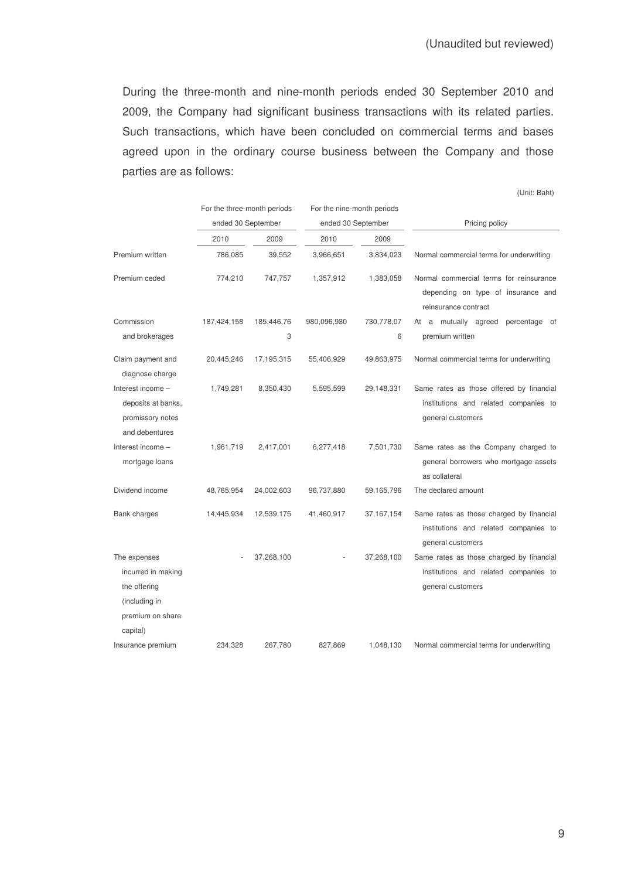(Unaudited but reviewed)

During the three-month and nine-month periods ended 30 September 2010 and 2009, the Company had significant business transactions with its related parties. Such transactions, which have been concluded on commercial terms and bases agreed upon in the ordinary course business between the Company and those parties are as follows:

(Unit: Baht)

| | For the three-month periods ended 30 September | | For the nine-month periods ended 30 September | | Pricing policy |
|---|---|---|---|---|---|
| | 2010 | 2009 | 2010 | 2009 | |
| Premium written | 786,085 | 39,552 | 3,966,651 | 3,834,023 | Normal commercial terms for underwriting |
| Premium ceded | 774,210 | 747,757 | 1,357,912 | 1,383,058 | Normal commercial terms for reinsurance depending on type of insurance and reinsurance contract |
| Commission and brokerages | 187,424,158 | 185,446,763 | 980,096,930 | 730,778,076 | At a mutually agreed percentage of premium written |
| Claim payment and diagnose charge | 20,445,246 | 17,195,315 | 55,406,929 | 49,863,975 | Normal commercial terms for underwriting |
| Interest income – deposits at banks, promissory notes and debentures | 1,749,281 | 8,350,430 | 5,595,599 | 29,148,331 | Same rates as those offered by financial institutions and related companies to general customers |
| Interest income – mortgage loans | 1,961,719 | 2,417,001 | 6,277,418 | 7,501,730 | Same rates as the Company charged to general borrowers who mortgage assets as collateral |
| Dividend income | 48,765,954 | 24,002,603 | 96,737,880 | 59,165,796 | The declared amount |
| Bank charges | 14,445,934 | 12,539,175 | 41,460,917 | 37,167,154 | Same rates as those charged by financial institutions and related companies to general customers |
| The expenses incurred in making the offering (including in premium on share capital) | - | 37,268,100 | - | 37,268,100 | Same rates as those charged by financial institutions and related companies to general customers |
| Insurance premium | 234,328 | 267,780 | 827,869 | 1,048,130 | Normal commercial terms for underwriting |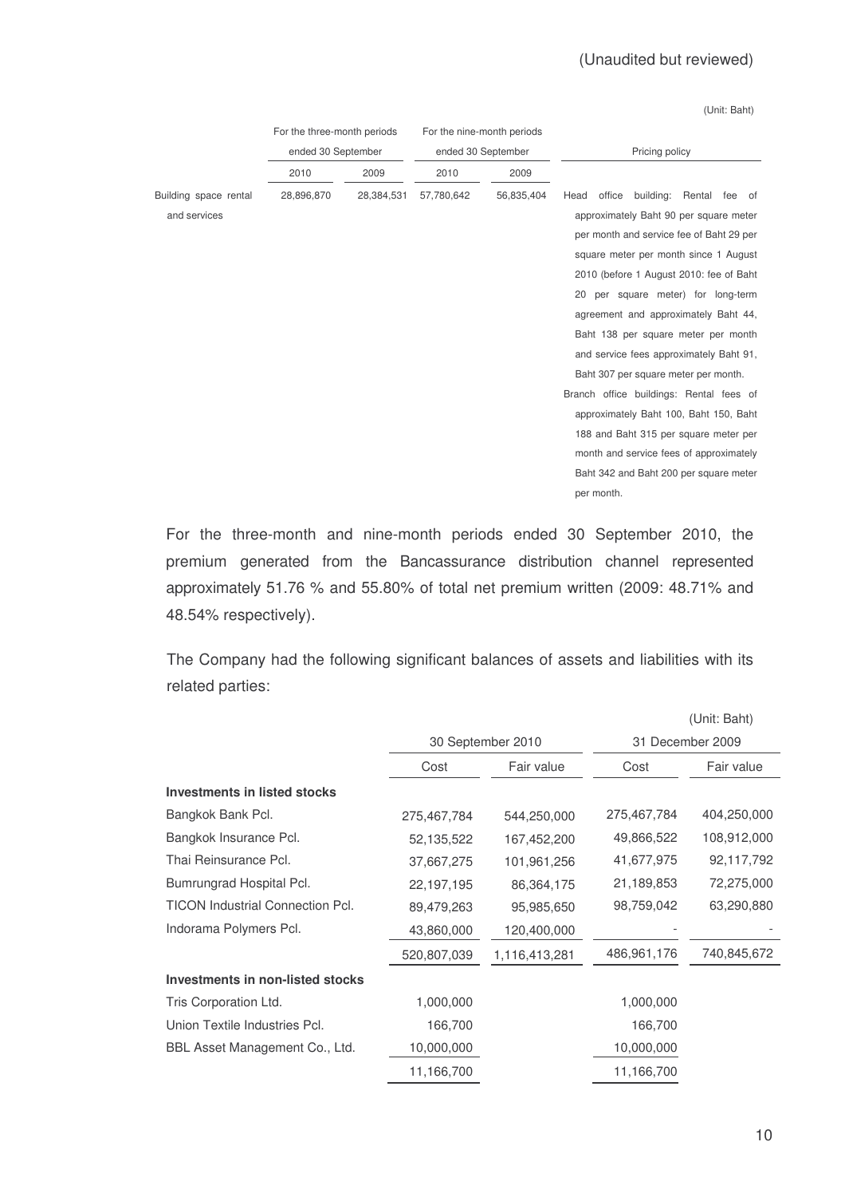(Unaudited but reviewed)

(Unit: Baht)

| | For the three-month periods ended 30 September | | For the nine-month periods ended 30 September | | Pricing policy |
|---|---|---|---|---|---|
| | 2010 | 2009 | 2010 | 2009 | |
| Building space rental and services | 28,896,870 | 28,384,531 | 57,780,642 | 56,835,404 | Head office building: Rental fee of approximately Baht 90 per square meter per month and service fee of Baht 29 per square meter per month since 1 August 2010 (before 1 August 2010: fee of Baht 20 per square meter) for long-term agreement and approximately Baht 44, Baht 138 per square meter per month and service fees approximately Baht 91, Baht 307 per square meter per month. Branch office buildings: Rental fees of approximately Baht 100, Baht 150, Baht 188 and Baht 315 per square meter per month and service fees of approximately Baht 342 and Baht 200 per square meter per month. |

For the three-month and nine-month periods ended 30 September 2010, the premium generated from the Bancassurance distribution channel represented approximately 51.76 % and 55.80% of total net premium written (2009: 48.71% and 48.54% respectively).

The Company had the following significant balances of assets and liabilities with its related parties:

(Unit: Baht)

| | 30 September 2010 | | 31 December 2009 | |
|---|---|---|---|---|
| | Cost | Fair value | Cost | Fair value |
| **Investments in listed stocks** | | | | |
| Bangkok Bank Pcl. | 275,467,784 | 544,250,000 | 275,467,784 | 404,250,000 |
| Bangkok Insurance Pcl. | 52,135,522 | 167,452,200 | 49,866,522 | 108,912,000 |
| Thai Reinsurance Pcl. | 37,667,275 | 101,961,256 | 41,677,975 | 92,117,792 |
| Bumrungrad Hospital Pcl. | 22,197,195 | 86,364,175 | 21,189,853 | 72,275,000 |
| TICON Industrial Connection Pcl. | 89,479,263 | 95,985,650 | 98,759,042 | 63,290,880 |
| Indorama Polymers Pcl. | 43,860,000 | 120,400,000 | - | - |
| | 520,807,039 | 1,116,413,281 | 486,961,176 | 740,845,672 |
| **Investments in non-listed stocks** | | | | |
| Tris Corporation Ltd. | 1,000,000 | | 1,000,000 | |
| Union Textile Industries Pcl. | 166,700 | | 166,700 | |
| BBL Asset Management Co., Ltd. | 10,000,000 | | 10,000,000 | |
| | 11,166,700 | | 11,166,700 | |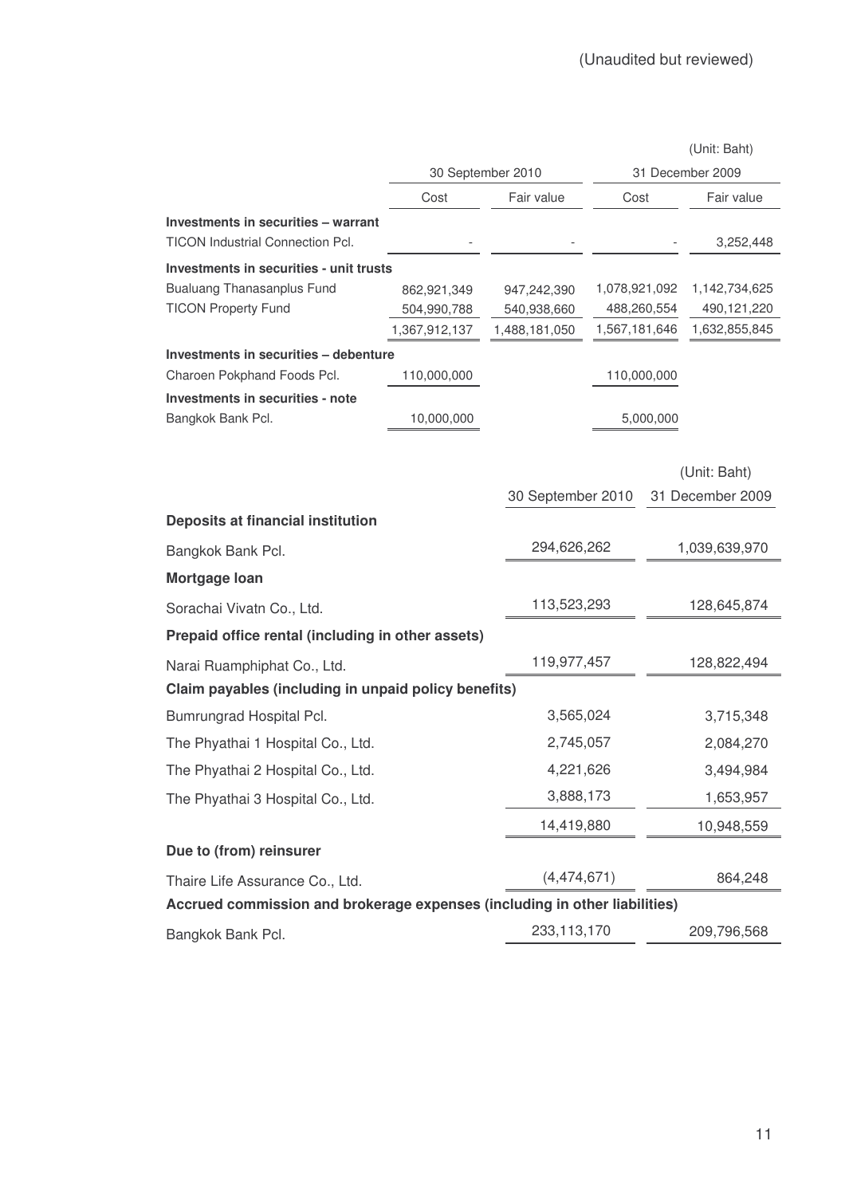(Unaudited but reviewed)

(Unit: Baht)

| | 30 September 2010 | | 31 December 2009 | |
|---|---|---|---|---|
| | Cost | Fair value | Cost | Fair value |
| **Investments in securities – warrant** | | | | |
| TICON Industrial Connection Pcl. | - | - | - | 3,252,448 |
| **Investments in securities - unit trusts** | | | | |
| Bualuang Thanasanplus Fund | 862,921,349 | 947,242,390 | 1,078,921,092 | 1,142,734,625 |
| TICON Property Fund | 504,990,788 | 540,938,660 | 488,260,554 | 490,121,220 |
| | 1,367,912,137 | 1,488,181,050 | 1,567,181,646 | 1,632,855,845 |
| **Investments in securities – debenture** | | | | |
| Charoen Pokphand Foods Pcl. | 110,000,000 | | 110,000,000 | |
| **Investments in securities - note** | | | | |
| Bangkok Bank Pcl. | 10,000,000 | | 5,000,000 | |

(Unit: Baht)

| | 30 September 2010 | 31 December 2009 |
|---|---|---|
| **Deposits at financial institution** | | |
| Bangkok Bank Pcl. | 294,626,262 | 1,039,639,970 |
| **Mortgage loan** | | |
| Sorachai Vivatn Co., Ltd. | 113,523,293 | 128,645,874 |
| **Prepaid office rental (including in other assets)** | | |
| Narai Ruamphiphat Co., Ltd. | 119,977,457 | 128,822,494 |
| **Claim payables (including in unpaid policy benefits)** | | |
| Bumrungrad Hospital Pcl. | 3,565,024 | 3,715,348 |
| The Phyathai 1 Hospital Co., Ltd. | 2,745,057 | 2,084,270 |
| The Phyathai 2 Hospital Co., Ltd. | 4,221,626 | 3,494,984 |
| The Phyathai 3 Hospital Co., Ltd. | 3,888,173 | 1,653,957 |
| | 14,419,880 | 10,948,559 |
| **Due to (from) reinsurer** | | |
| Thaire Life Assurance Co., Ltd. | (4,474,671) | 864,248 |
| **Accrued commission and brokerage expenses (including in other liabilities)** | | |
| Bangkok Bank Pcl. | 233,113,170 | 209,796,568 |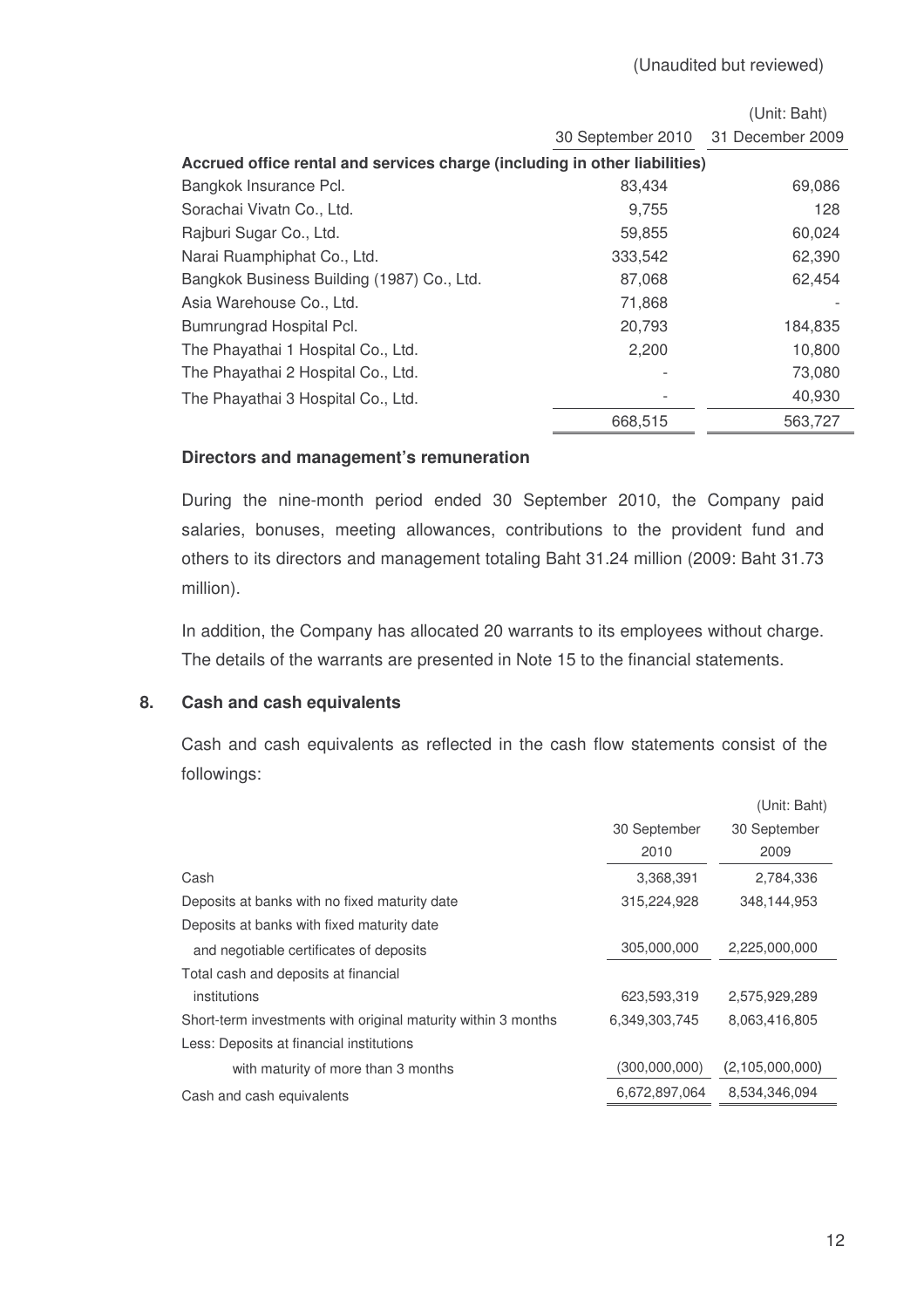(Unaudited but reviewed)

| | 30 September 2010 | (Unit: Baht) 31 December 2009 |
|---|---|---|
| **Accrued office rental and services charge (including in other liabilities)** | | |
| Bangkok Insurance Pcl. | 83,434 | 69,086 |
| Sorachai Vivatn Co., Ltd. | 9,755 | 128 |
| Rajburi Sugar Co., Ltd. | 59,855 | 60,024 |
| Narai Ruamphiphat Co., Ltd. | 333,542 | 62,390 |
| Bangkok Business Building (1987) Co., Ltd. | 87,068 | 62,454 |
| Asia Warehouse Co., Ltd. | 71,868 | - |
| Bumrungrad Hospital Pcl. | 20,793 | 184,835 |
| The Phayathai 1 Hospital Co., Ltd. | 2,200 | 10,800 |
| The Phayathai 2 Hospital Co., Ltd. | - | 73,080 |
| The Phayathai 3 Hospital Co., Ltd. | - | 40,930 |
| | 668,515 | 563,727 |

**Directors and management's remuneration**

During the nine-month period ended 30 September 2010, the Company paid salaries, bonuses, meeting allowances, contributions to the provident fund and others to its directors and management totaling Baht 31.24 million (2009: Baht 31.73 million).

In addition, the Company has allocated 20 warrants to its employees without charge. The details of the warrants are presented in Note 15 to the financial statements.

## 8. Cash and cash equivalents

Cash and cash equivalents as reflected in the cash flow statements consist of the followings:

| | 30 September 2010 | (Unit: Baht) 30 September 2009 |
|---|---|---|
| Cash | 3,368,391 | 2,784,336 |
| Deposits at banks with no fixed maturity date | 315,224,928 | 348,144,953 |
| Deposits at banks with fixed maturity date and negotiable certificates of deposits | 305,000,000 | 2,225,000,000 |
| Total cash and deposits at financial institutions | 623,593,319 | 2,575,929,289 |
| Short-term investments with original maturity within 3 months | 6,349,303,745 | 8,063,416,805 |
| Less: Deposits at financial institutions with maturity of more than 3 months | (300,000,000) | (2,105,000,000) |
| Cash and cash equivalents | 6,672,897,064 | 8,534,346,094 |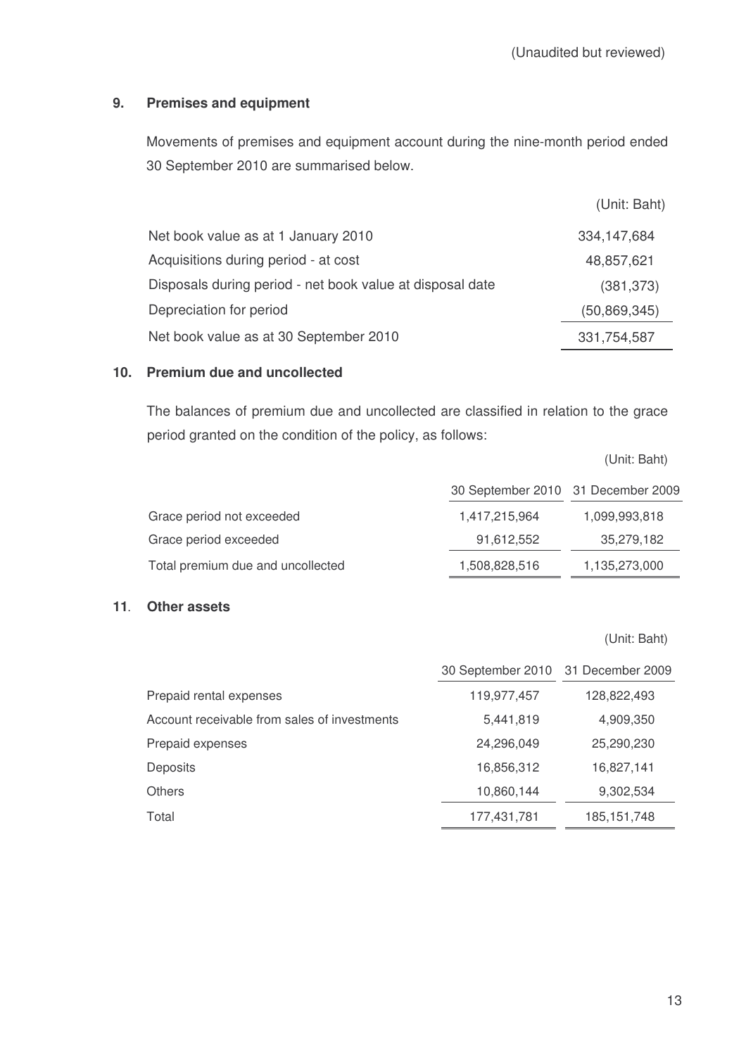(Unaudited but reviewed)

## 9. Premises and equipment

Movements of premises and equipment account during the nine-month period ended 30 September 2010 are summarised below.

| | (Unit: Baht) |
|---|---|
| Net book value as at 1 January 2010 | 334,147,684 |
| Acquisitions during period - at cost | 48,857,621 |
| Disposals during period - net book value at disposal date | (381,373) |
| Depreciation for period | (50,869,345) |
| Net book value as at 30 September 2010 | 331,754,587 |

## 10. Premium due and uncollected

The balances of premium due and uncollected are classified in relation to the grace period granted on the condition of the policy, as follows:

(Unit: Baht)

| | 30 September 2010 | 31 December 2009 |
|---|---|---|
| Grace period not exceeded | 1,417,215,964 | 1,099,993,818 |
| Grace period exceeded | 91,612,552 | 35,279,182 |
| Total premium due and uncollected | 1,508,828,516 | 1,135,273,000 |

## 11. Other assets

(Unit: Baht)

| | 30 September 2010 | 31 December 2009 |
|---|---|---|
| Prepaid rental expenses | 119,977,457 | 128,822,493 |
| Account receivable from sales of investments | 5,441,819 | 4,909,350 |
| Prepaid expenses | 24,296,049 | 25,290,230 |
| Deposits | 16,856,312 | 16,827,141 |
| Others | 10,860,144 | 9,302,534 |
| Total | 177,431,781 | 185,151,748 |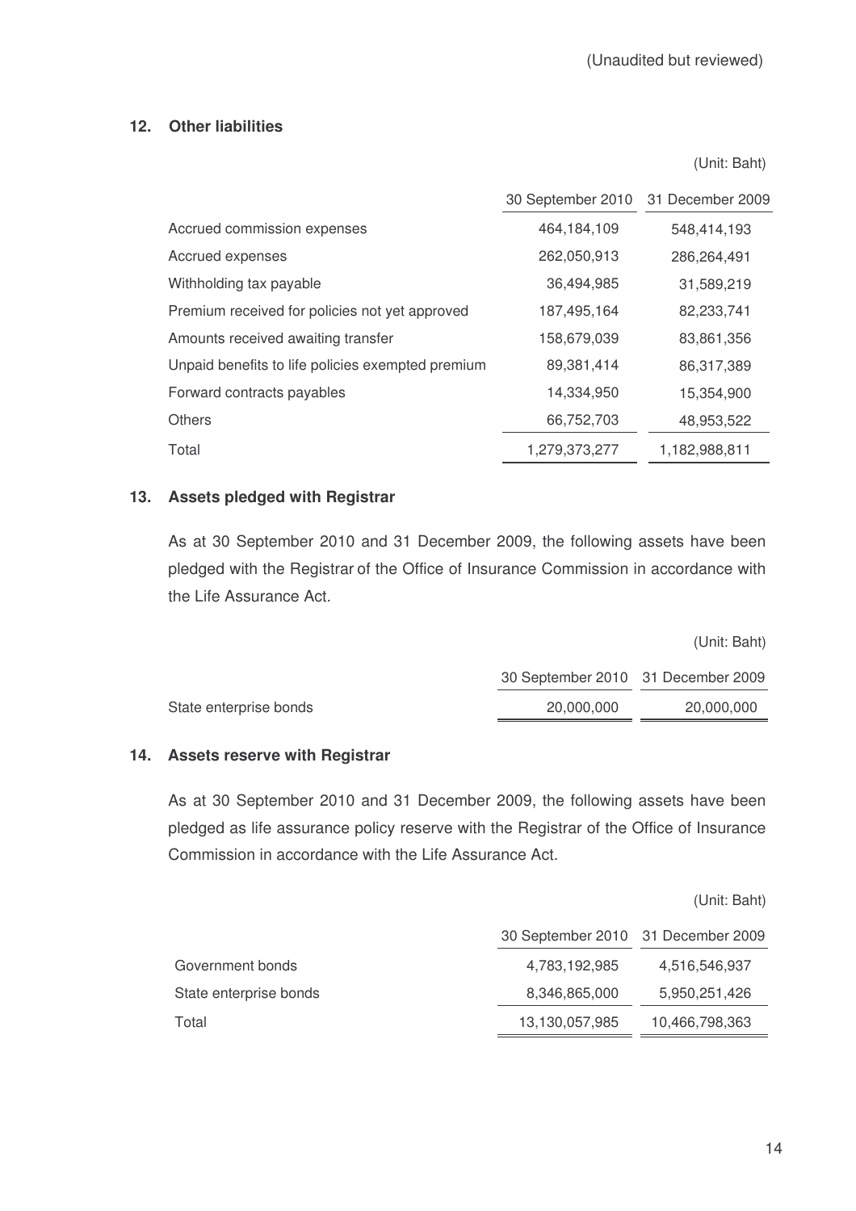(Unaudited but reviewed)

## 12. Other liabilities

(Unit: Baht)

| | 30 September 2010 | 31 December 2009 |
|---|---|---|
| Accrued commission expenses | 464,184,109 | 548,414,193 |
| Accrued expenses | 262,050,913 | 286,264,491 |
| Withholding tax payable | 36,494,985 | 31,589,219 |
| Premium received for policies not yet approved | 187,495,164 | 82,233,741 |
| Amounts received awaiting transfer | 158,679,039 | 83,861,356 |
| Unpaid benefits to life policies exempted premium | 89,381,414 | 86,317,389 |
| Forward contracts payables | 14,334,950 | 15,354,900 |
| Others | 66,752,703 | 48,953,522 |
| Total | 1,279,373,277 | 1,182,988,811 |

## 13. Assets pledged with Registrar

As at 30 September 2010 and 31 December 2009, the following assets have been pledged with the Registrar of the Office of Insurance Commission in accordance with the Life Assurance Act.

(Unit: Baht)

| | 30 September 2010 | 31 December 2009 |
|---|---|---|
| State enterprise bonds | 20,000,000 | 20,000,000 |

## 14. Assets reserve with Registrar

As at 30 September 2010 and 31 December 2009, the following assets have been pledged as life assurance policy reserve with the Registrar of the Office of Insurance Commission in accordance with the Life Assurance Act.

(Unit: Baht)

| | 30 September 2010 | 31 December 2009 |
|---|---|---|
| Government bonds | 4,783,192,985 | 4,516,546,937 |
| State enterprise bonds | 8,346,865,000 | 5,950,251,426 |
| Total | 13,130,057,985 | 10,466,798,363 |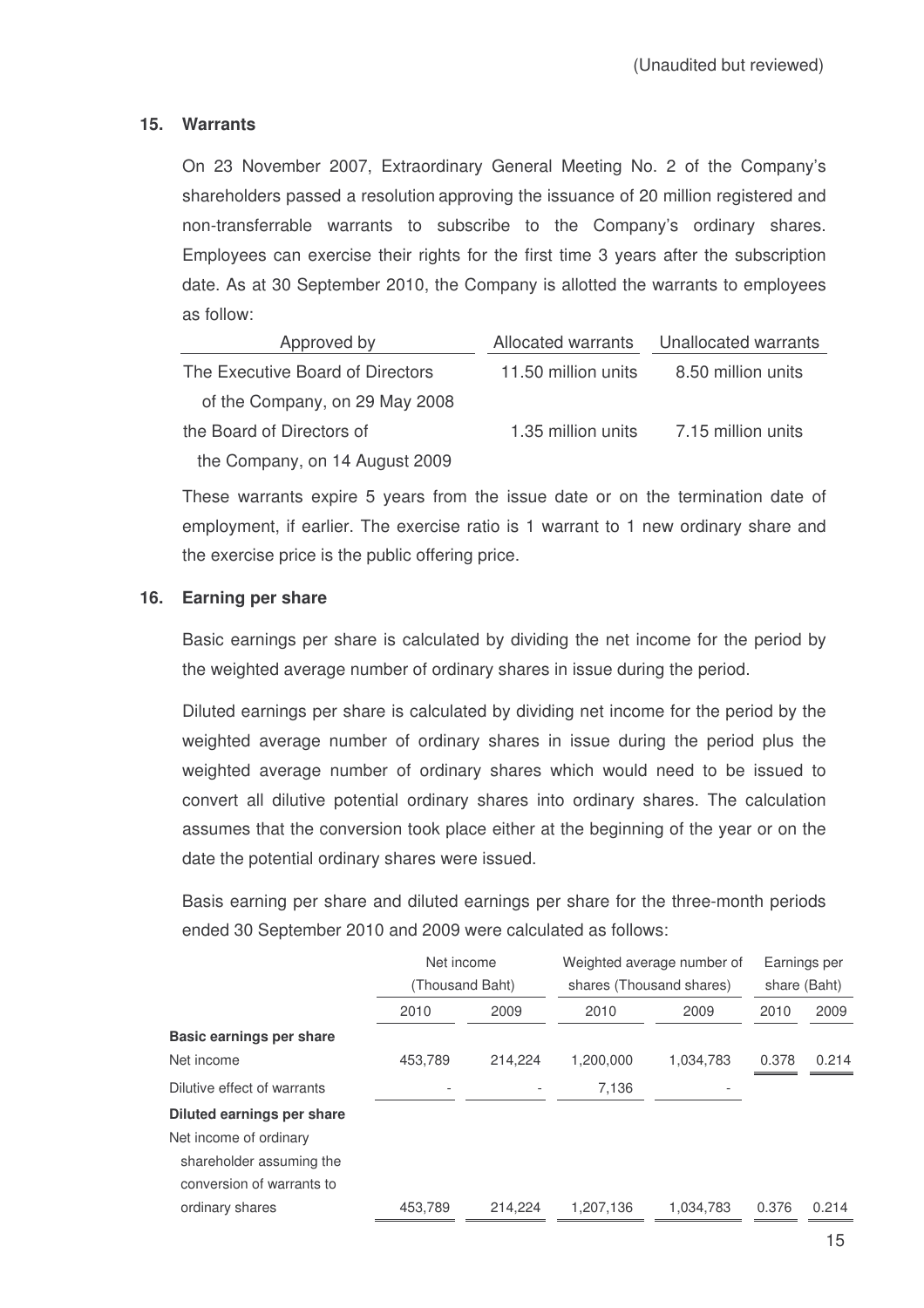(Unaudited but reviewed)

## 15. Warrants

On 23 November 2007, Extraordinary General Meeting No. 2 of the Company's shareholders passed a resolution approving the issuance of 20 million registered and non-transferrable warrants to subscribe to the Company's ordinary shares. Employees can exercise their rights for the first time 3 years after the subscription date. As at 30 September 2010, the Company is allotted the warrants to employees as follow:

| Approved by | Allocated warrants | Unallocated warrants |
|---|---|---|
| The Executive Board of Directors of the Company, on 29 May 2008 | 11.50 million units | 8.50 million units |
| the Board of Directors of the Company, on 14 August 2009 | 1.35 million units | 7.15 million units |

These warrants expire 5 years from the issue date or on the termination date of employment, if earlier. The exercise ratio is 1 warrant to 1 new ordinary share and the exercise price is the public offering price.

## 16. Earning per share

Basic earnings per share is calculated by dividing the net income for the period by the weighted average number of ordinary shares in issue during the period.

Diluted earnings per share is calculated by dividing net income for the period by the weighted average number of ordinary shares in issue during the period plus the weighted average number of ordinary shares which would need to be issued to convert all dilutive potential ordinary shares into ordinary shares. The calculation assumes that the conversion took place either at the beginning of the year or on the date the potential ordinary shares were issued.

Basis earning per share and diluted earnings per share for the three-month periods ended 30 September 2010 and 2009 were calculated as follows:

| | Net income (Thousand Baht) | | Weighted average number of shares (Thousand shares) | | Earnings per share (Baht) | |
|---|---|---|---|---|---|---|
| | 2010 | 2009 | 2010 | 2009 | 2010 | 2009 |
| **Basic earnings per share** | | | | | | |
| Net income | 453,789 | 214,224 | 1,200,000 | 1,034,783 | 0.378 | 0.214 |
| Dilutive effect of warrants | - | - | 7,136 | - | | |
| **Diluted earnings per share** | | | | | | |
| Net income of ordinary shareholder assuming the conversion of warrants to ordinary shares | 453,789 | 214,224 | 1,207,136 | 1,034,783 | 0.376 | 0.214 |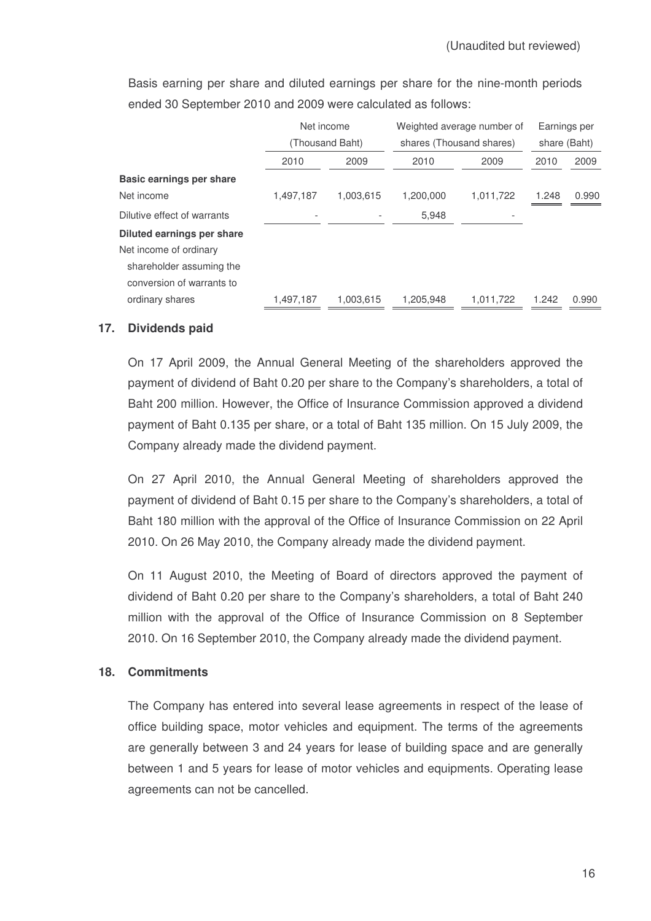(Unaudited but reviewed)

Basis earning per share and diluted earnings per share for the nine-month periods ended 30 September 2010 and 2009 were calculated as follows:

| | Net income (Thousand Baht) | | Weighted average number of shares (Thousand shares) | | Earnings per share (Baht) | |
|---|---|---|---|---|---|---|
| | 2010 | 2009 | 2010 | 2009 | 2010 | 2009 |
| **Basic earnings per share** | | | | | | |
| Net income | 1,497,187 | 1,003,615 | 1,200,000 | 1,011,722 | 1.248 | 0.990 |
| Dilutive effect of warrants | - | - | 5,948 | - | | |
| **Diluted earnings per share** | | | | | | |
| Net income of ordinary shareholder assuming the conversion of warrants to ordinary shares | 1,497,187 | 1,003,615 | 1,205,948 | 1,011,722 | 1.242 | 0.990 |

## 17. Dividends paid

On 17 April 2009, the Annual General Meeting of the shareholders approved the payment of dividend of Baht 0.20 per share to the Company's shareholders, a total of Baht 200 million. However, the Office of Insurance Commission approved a dividend payment of Baht 0.135 per share, or a total of Baht 135 million. On 15 July 2009, the Company already made the dividend payment.

On 27 April 2010, the Annual General Meeting of shareholders approved the payment of dividend of Baht 0.15 per share to the Company's shareholders, a total of Baht 180 million with the approval of the Office of Insurance Commission on 22 April 2010. On 26 May 2010, the Company already made the dividend payment.

On 11 August 2010, the Meeting of Board of directors approved the payment of dividend of Baht 0.20 per share to the Company's shareholders, a total of Baht 240 million with the approval of the Office of Insurance Commission on 8 September 2010. On 16 September 2010, the Company already made the dividend payment.

## 18. Commitments

The Company has entered into several lease agreements in respect of the lease of office building space, motor vehicles and equipment. The terms of the agreements are generally between 3 and 24 years for lease of building space and are generally between 1 and 5 years for lease of motor vehicles and equipments. Operating lease agreements can not be cancelled.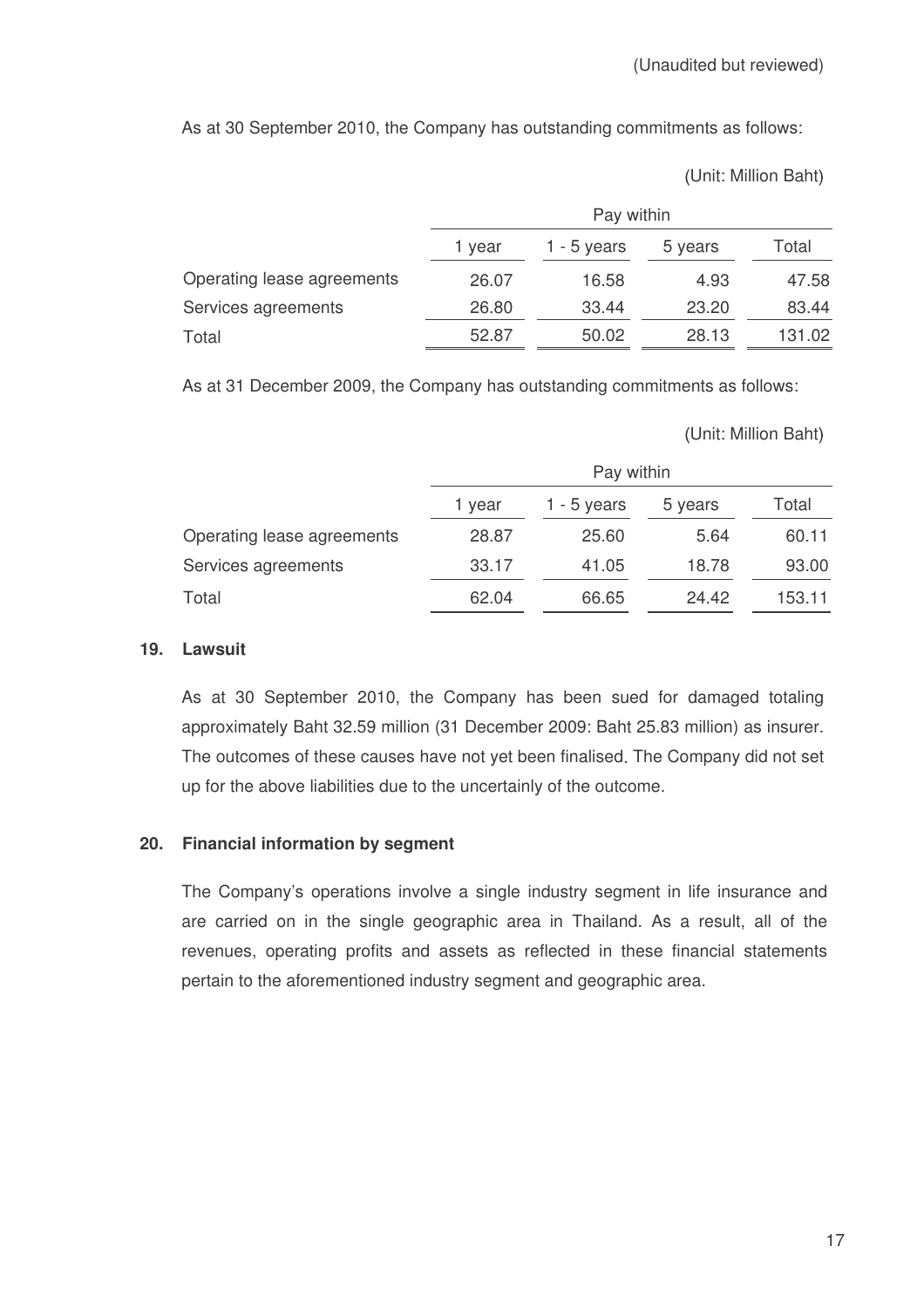(Unaudited but reviewed)

As at 30 September 2010, the Company has outstanding commitments as follows:

(Unit: Million Baht)

| | Pay within | | | |
|---|---|---|---|---|
| | 1 year | 1 - 5 years | 5 years | Total |
| Operating lease agreements | 26.07 | 16.58 | 4.93 | 47.58 |
| Services agreements | 26.80 | 33.44 | 23.20 | 83.44 |
| Total | 52.87 | 50.02 | 28.13 | 131.02 |

As at 31 December 2009, the Company has outstanding commitments as follows:

(Unit: Million Baht)

| | Pay within | | | |
|---|---|---|---|---|
| | 1 year | 1 - 5 years | 5 years | Total |
| Operating lease agreements | 28.87 | 25.60 | 5.64 | 60.11 |
| Services agreements | 33.17 | 41.05 | 18.78 | 93.00 |
| Total | 62.04 | 66.65 | 24.42 | 153.11 |

## 19. Lawsuit

As at 30 September 2010, the Company has been sued for damaged totaling approximately Baht 32.59 million (31 December 2009: Baht 25.83 million) as insurer. The outcomes of these causes have not yet been finalised. The Company did not set up for the above liabilities due to the uncertainly of the outcome.

## 20. Financial information by segment

The Company's operations involve a single industry segment in life insurance and are carried on in the single geographic area in Thailand. As a result, all of the revenues, operating profits and assets as reflected in these financial statements pertain to the aforementioned industry segment and geographic area.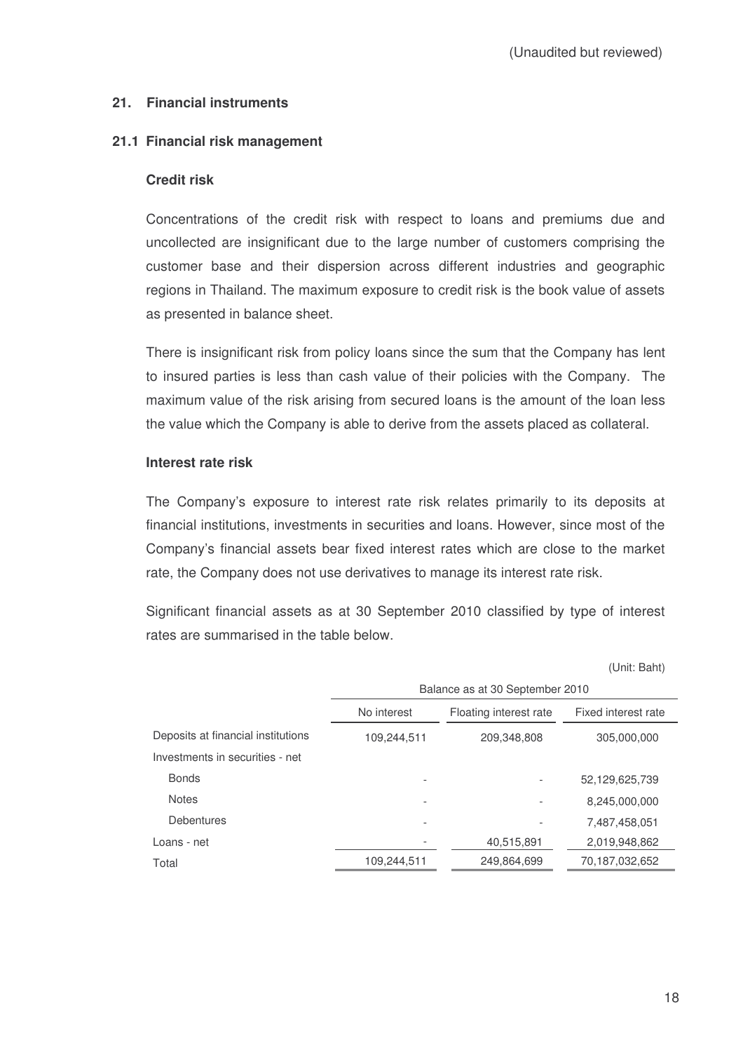(Unaudited but reviewed)

## 21. Financial instruments

### 21.1 Financial risk management

**Credit risk**

Concentrations of the credit risk with respect to loans and premiums due and uncollected are insignificant due to the large number of customers comprising the customer base and their dispersion across different industries and geographic regions in Thailand. The maximum exposure to credit risk is the book value of assets as presented in balance sheet.

There is insignificant risk from policy loans since the sum that the Company has lent to insured parties is less than cash value of their policies with the Company. The maximum value of the risk arising from secured loans is the amount of the loan less the value which the Company is able to derive from the assets placed as collateral.

**Interest rate risk**

The Company's exposure to interest rate risk relates primarily to its deposits at financial institutions, investments in securities and loans. However, since most of the Company's financial assets bear fixed interest rates which are close to the market rate, the Company does not use derivatives to manage its interest rate risk.

Significant financial assets as at 30 September 2010 classified by type of interest rates are summarised in the table below.

(Unit: Baht)

| | Balance as at 30 September 2010 | | |
|---|---|---|---|
| | No interest | Floating interest rate | Fixed interest rate |
| Deposits at financial institutions | 109,244,511 | 209,348,808 | 305,000,000 |
| Investments in securities - net | | | |
| Bonds | - | - | 52,129,625,739 |
| Notes | - | - | 8,245,000,000 |
| Debentures | - | - | 7,487,458,051 |
| Loans - net | - | 40,515,891 | 2,019,948,862 |
| Total | 109,244,511 | 249,864,699 | 70,187,032,652 |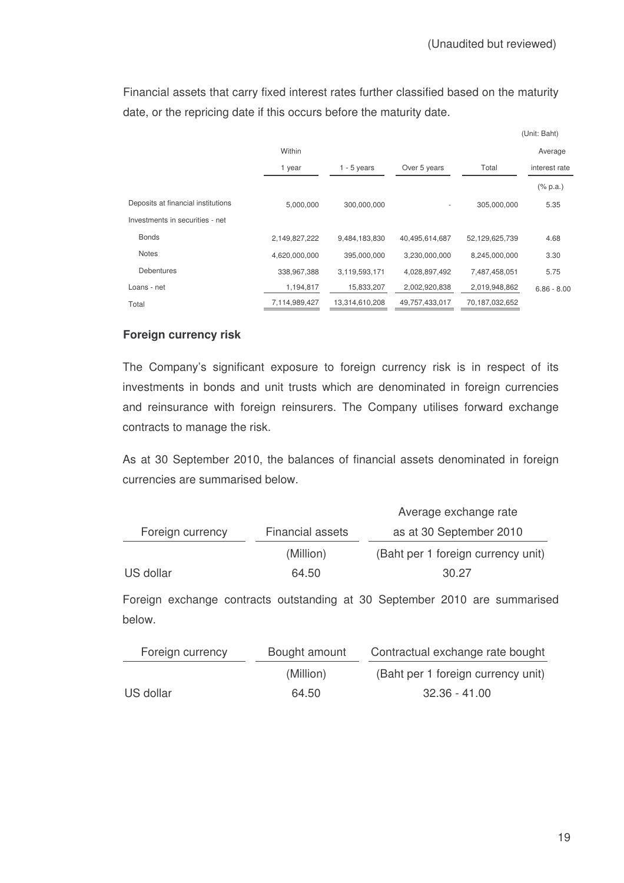(Unaudited but reviewed)

Financial assets that carry fixed interest rates further classified based on the maturity date, or the repricing date if this occurs before the maturity date.

(Unit: Baht)

| | Within 1 year | 1 - 5 years | Over 5 years | Total | Average interest rate |
|---|---|---|---|---|---|
| | | | | | (% p.a.) |
| Deposits at financial institutions | 5,000,000 | 300,000,000 | - | 305,000,000 | 5.35 |
| Investments in securities - net | | | | | |
| Bonds | 2,149,827,222 | 9,484,183,830 | 40,495,614,687 | 52,129,625,739 | 4.68 |
| Notes | 4,620,000,000 | 395,000,000 | 3,230,000,000 | 8,245,000,000 | 3.30 |
| Debentures | 338,967,388 | 3,119,593,171 | 4,028,897,492 | 7,487,458,051 | 5.75 |
| Loans - net | 1,194,817 | 15,833,207 | 2,002,920,838 | 2,019,948,862 | 6.86 - 8.00 |
| Total | 7,114,989,427 | 13,314,610,208 | 49,757,433,017 | 70,187,032,652 | |

**Foreign currency risk**

The Company's significant exposure to foreign currency risk is in respect of its investments in bonds and unit trusts which are denominated in foreign currencies and reinsurance with foreign reinsurers. The Company utilises forward exchange contracts to manage the risk.

As at 30 September 2010, the balances of financial assets denominated in foreign currencies are summarised below.

| Foreign currency | Financial assets | Average exchange rate as at 30 September 2010 |
|---|---|---|
| | (Million) | (Baht per 1 foreign currency unit) |
| US dollar | 64.50 | 30.27 |

Foreign exchange contracts outstanding at 30 September 2010 are summarised below.

| Foreign currency | Bought amount | Contractual exchange rate bought |
|---|---|---|
| | (Million) | (Baht per 1 foreign currency unit) |
| US dollar | 64.50 | 32.36 - 41.00 |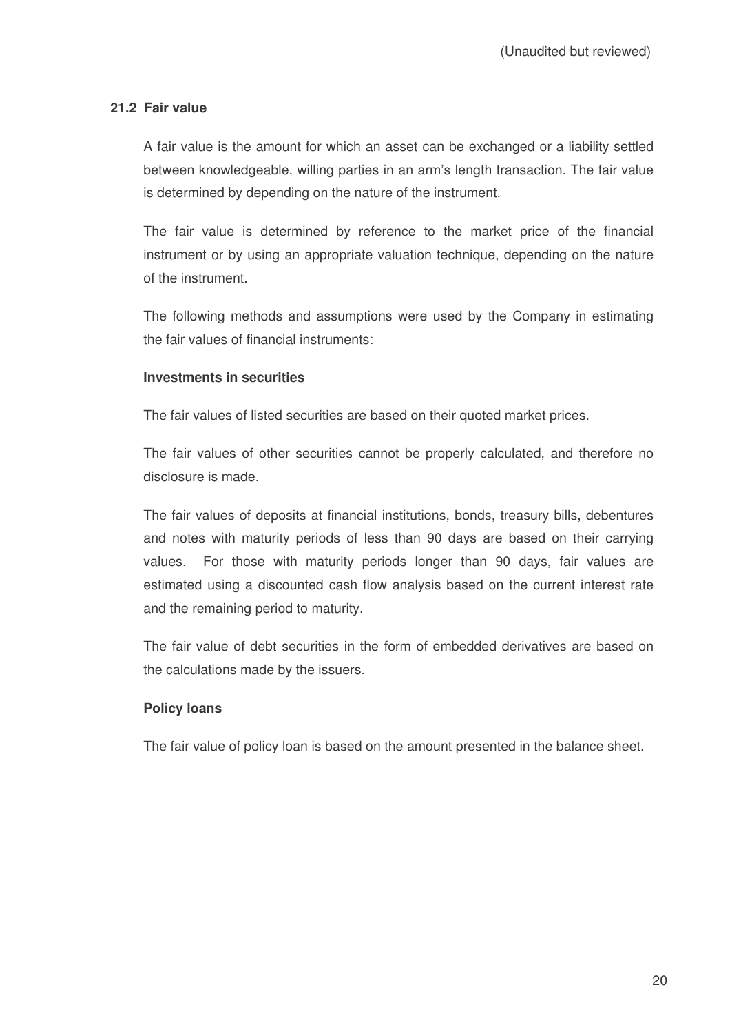(Unaudited but reviewed)

## 21.2 Fair value

A fair value is the amount for which an asset can be exchanged or a liability settled between knowledgeable, willing parties in an arm's length transaction. The fair value is determined by depending on the nature of the instrument.

The fair value is determined by reference to the market price of the financial instrument or by using an appropriate valuation technique, depending on the nature of the instrument.

The following methods and assumptions were used by the Company in estimating the fair values of financial instruments:

**Investments in securities**

The fair values of listed securities are based on their quoted market prices.

The fair values of other securities cannot be properly calculated, and therefore no disclosure is made.

The fair values of deposits at financial institutions, bonds, treasury bills, debentures and notes with maturity periods of less than 90 days are based on their carrying values. For those with maturity periods longer than 90 days, fair values are estimated using a discounted cash flow analysis based on the current interest rate and the remaining period to maturity.

The fair value of debt securities in the form of embedded derivatives are based on the calculations made by the issuers.

**Policy loans**

The fair value of policy loan is based on the amount presented in the balance sheet.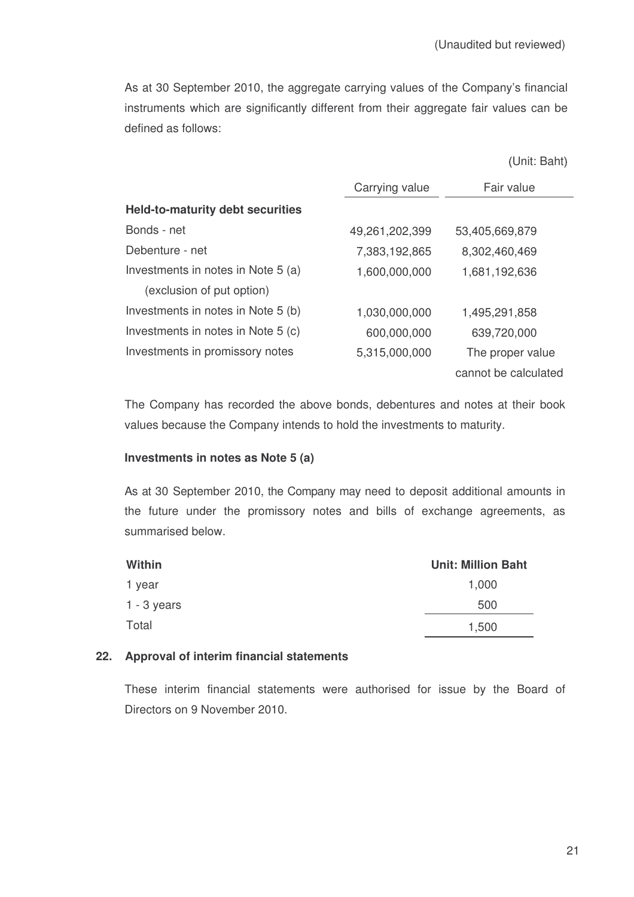(Unaudited but reviewed)

As at 30 September 2010, the aggregate carrying values of the Company's financial instruments which are significantly different from their aggregate fair values can be defined as follows:

(Unit: Baht)

| | Carrying value | Fair value |
|---|---|---|
| **Held-to-maturity debt securities** | | |
| Bonds - net | 49,261,202,399 | 53,405,669,879 |
| Debenture - net | 7,383,192,865 | 8,302,460,469 |
| Investments in notes in Note 5 (a) (exclusion of put option) | 1,600,000,000 | 1,681,192,636 |
| Investments in notes in Note 5 (b) | 1,030,000,000 | 1,495,291,858 |
| Investments in notes in Note 5 (c) | 600,000,000 | 639,720,000 |
| Investments in promissory notes | 5,315,000,000 | The proper value cannot be calculated |

The Company has recorded the above bonds, debentures and notes at their book values because the Company intends to hold the investments to maturity.

**Investments in notes as Note 5 (a)**

As at 30 September 2010, the Company may need to deposit additional amounts in the future under the promissory notes and bills of exchange agreements, as summarised below.

| **Within** | **Unit: Million Baht** |
|---|---|
| 1 year | 1,000 |
| 1 - 3 years | 500 |
| Total | 1,500 |

## 22. Approval of interim financial statements

These interim financial statements were authorised for issue by the Board of Directors on 9 November 2010.